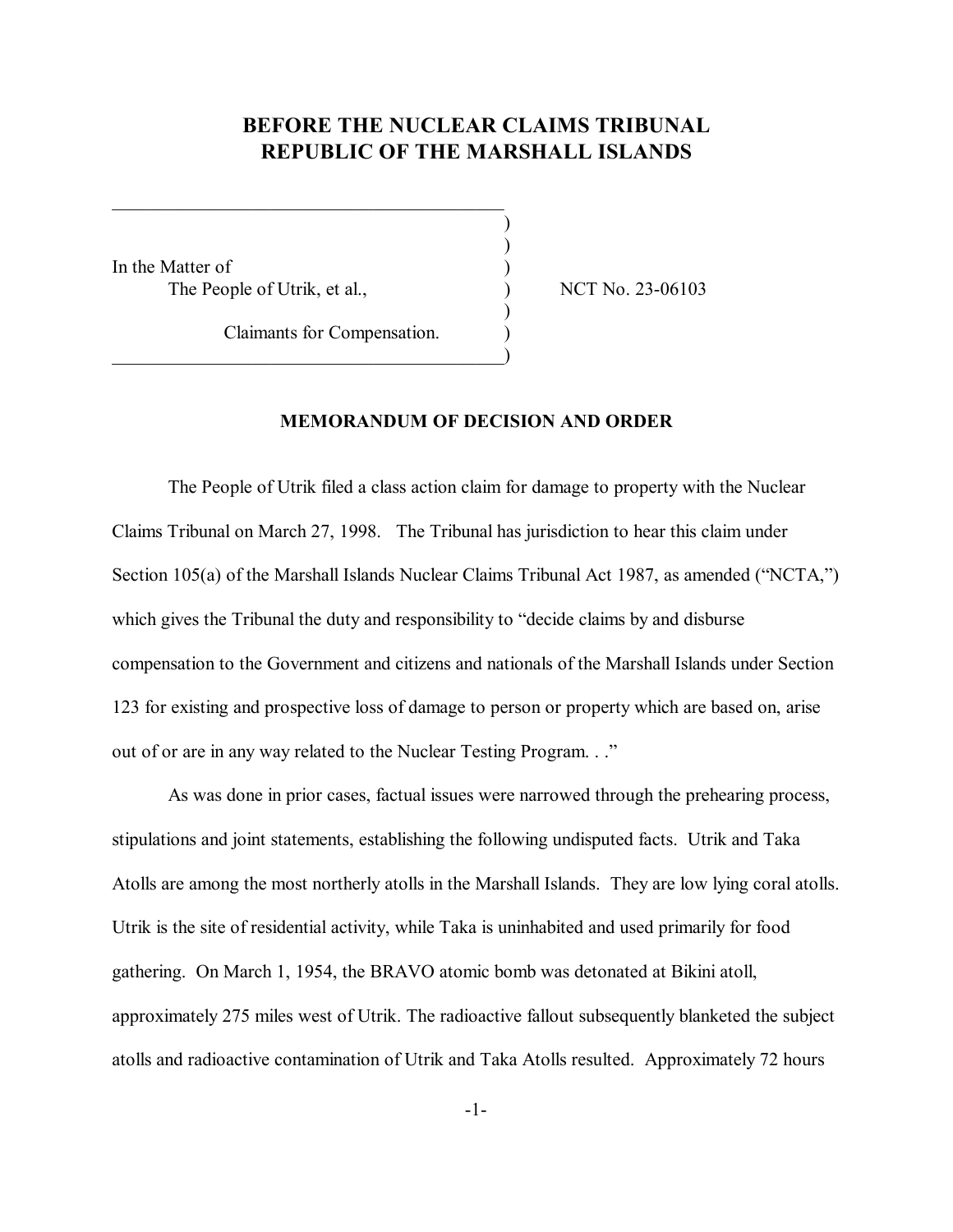# BEFORE THE NUCLEAR CLAIMS TRIBUNAL
# REPUBLIC OF THE MARSHALL ISLANDS

In the Matter of
The People of Utrik, et al.,

Claimants for Compensation.

NCT No. 23-06103

## MEMORANDUM OF DECISION AND ORDER

The People of Utrik filed a class action claim for damage to property with the Nuclear Claims Tribunal on March 27, 1998. The Tribunal has jurisdiction to hear this claim under Section 105(a) of the Marshall Islands Nuclear Claims Tribunal Act 1987, as amended ("NCTA,") which gives the Tribunal the duty and responsibility to "decide claims by and disburse compensation to the Government and citizens and nationals of the Marshall Islands under Section 123 for existing and prospective loss of damage to person or property which are based on, arise out of or are in any way related to the Nuclear Testing Program. . ."

As was done in prior cases, factual issues were narrowed through the prehearing process, stipulations and joint statements, establishing the following undisputed facts. Utrik and Taka Atolls are among the most northerly atolls in the Marshall Islands. They are low lying coral atolls. Utrik is the site of residential activity, while Taka is uninhabited and used primarily for food gathering. On March 1, 1954, the BRAVO atomic bomb was detonated at Bikini atoll, approximately 275 miles west of Utrik. The radioactive fallout subsequently blanketed the subject atolls and radioactive contamination of Utrik and Taka Atolls resulted. Approximately 72 hours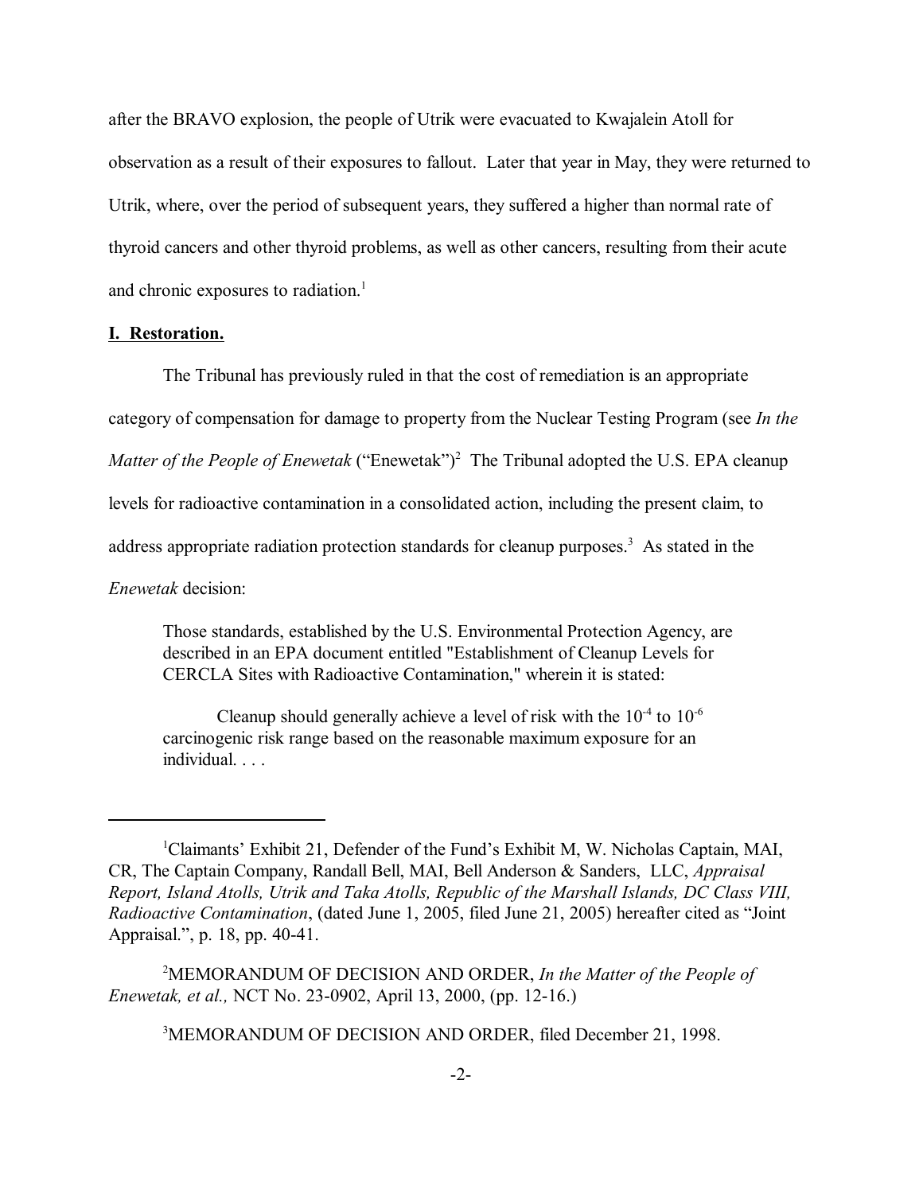after the BRAVO explosion, the people of Utrik were evacuated to Kwajalein Atoll for observation as a result of their exposures to fallout. Later that year in May, they were returned to Utrik, where, over the period of subsequent years, they suffered a higher than normal rate of thyroid cancers and other thyroid problems, as well as other cancers, resulting from their acute and chronic exposures to radiation.[1]

**I. Restoration.**

The Tribunal has previously ruled in that the cost of remediation is an appropriate category of compensation for damage to property from the Nuclear Testing Program (see *In the Matter of the People of Enewetak* ("Enewetak")[2] The Tribunal adopted the U.S. EPA cleanup levels for radioactive contamination in a consolidated action, including the present claim, to address appropriate radiation protection standards for cleanup purposes.[3] As stated in the *Enewetak* decision:

> Those standards, established by the U.S. Environmental Protection Agency, are described in an EPA document entitled "Establishment of Cleanup Levels for CERCLA Sites with Radioactive Contamination," wherein it is stated:
>
> Cleanup should generally achieve a level of risk with the $10^{-4}$ to $10^{-6}$ carcinogenic risk range based on the reasonable maximum exposure for an individual. . . .

---

[1]Claimants' Exhibit 21, Defender of the Fund's Exhibit M, W. Nicholas Captain, MAI, CR, The Captain Company, Randall Bell, MAI, Bell Anderson & Sanders, LLC, *Appraisal Report, Island Atolls, Utrik and Taka Atolls, Republic of the Marshall Islands, DC Class VIII, Radioactive Contamination*, (dated June 1, 2005, filed June 21, 2005) hereafter cited as "Joint Appraisal.", p. 18, pp. 40-41.

[2]MEMORANDUM OF DECISION AND ORDER, *In the Matter of the People of Enewetak, et al.,* NCT No. 23-0902, April 13, 2000, (pp. 12-16.)

[3]MEMORANDUM OF DECISION AND ORDER, filed December 21, 1998.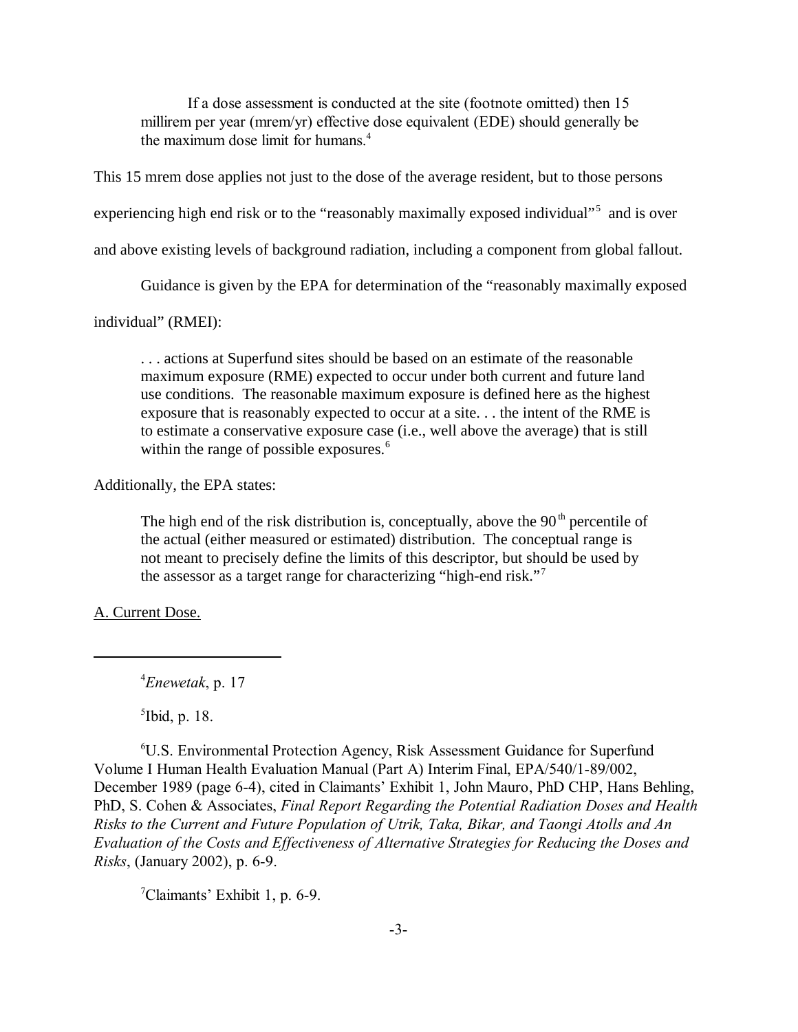> If a dose assessment is conducted at the site (footnote omitted) then 15 millirem per year (mrem/yr) effective dose equivalent (EDE) should generally be the maximum dose limit for humans.[4]

This 15 mrem dose applies not just to the dose of the average resident, but to those persons experiencing high end risk or to the "reasonably maximally exposed individual"[5] and is over and above existing levels of background radiation, including a component from global fallout.

Guidance is given by the EPA for determination of the "reasonably maximally exposed individual" (RMEI):

> . . . actions at Superfund sites should be based on an estimate of the reasonable maximum exposure (RME) expected to occur under both current and future land use conditions. The reasonable maximum exposure is defined here as the highest exposure that is reasonably expected to occur at a site. . . the intent of the RME is to estimate a conservative exposure case (i.e., well above the average) that is still within the range of possible exposures.[6]

Additionally, the EPA states:

> The high end of the risk distribution is, conceptually, above the 90th percentile of the actual (either measured or estimated) distribution. The conceptual range is not meant to precisely define the limits of this descriptor, but should be used by the assessor as a target range for characterizing "high-end risk."[7]

<u>A. Current Dose.</u>

---

[4] *Enewetak*, p. 17

[5] Ibid, p. 18.

[6] U.S. Environmental Protection Agency, Risk Assessment Guidance for Superfund Volume I Human Health Evaluation Manual (Part A) Interim Final, EPA/540/1-89/002, December 1989 (page 6-4), cited in Claimants' Exhibit 1, John Mauro, PhD CHP, Hans Behling, PhD, S. Cohen & Associates, *Final Report Regarding the Potential Radiation Doses and Health Risks to the Current and Future Population of Utrik, Taka, Bikar, and Taongi Atolls and An Evaluation of the Costs and Effectiveness of Alternative Strategies for Reducing the Doses and Risks*, (January 2002), p. 6-9.

[7] Claimants' Exhibit 1, p. 6-9.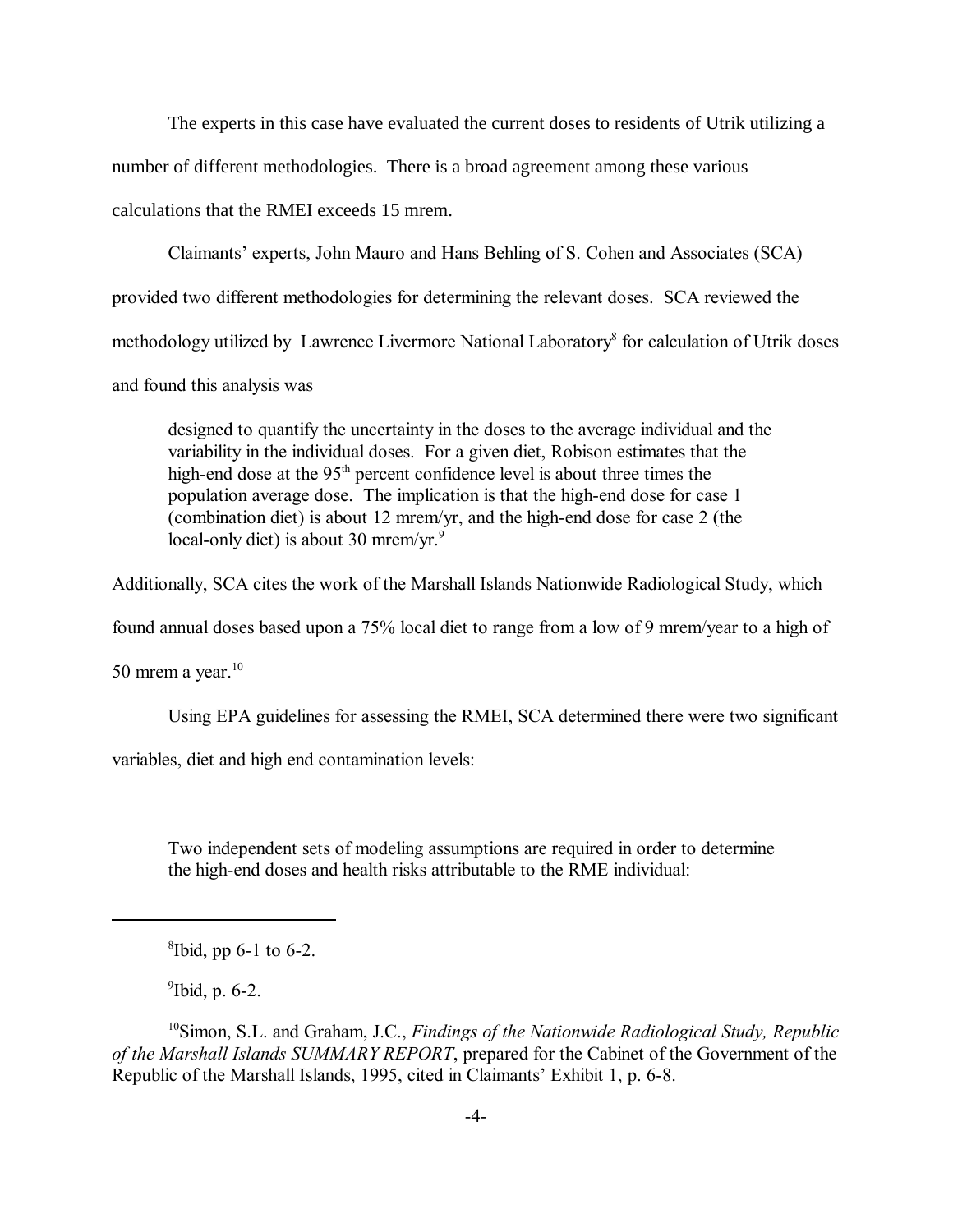The experts in this case have evaluated the current doses to residents of Utrik utilizing a number of different methodologies. There is a broad agreement among these various calculations that the RMEI exceeds 15 mrem.

Claimants' experts, John Mauro and Hans Behling of S. Cohen and Associates (SCA) provided two different methodologies for determining the relevant doses. SCA reviewed the methodology utilized by Lawrence Livermore National Laboratory[8] for calculation of Utrik doses and found this analysis was

> designed to quantify the uncertainty in the doses to the average individual and the variability in the individual doses. For a given diet, Robison estimates that the high-end dose at the 95$^{th}$ percent confidence level is about three times the population average dose. The implication is that the high-end dose for case 1 (combination diet) is about 12 mrem/yr, and the high-end dose for case 2 (the local-only diet) is about 30 mrem/yr.[9]

Additionally, SCA cites the work of the Marshall Islands Nationwide Radiological Study, which found annual doses based upon a 75% local diet to range from a low of 9 mrem/year to a high of 50 mrem a year.[10]

Using EPA guidelines for assessing the RMEI, SCA determined there were two significant variables, diet and high end contamination levels:

> Two independent sets of modeling assumptions are required in order to determine the high-end doses and health risks attributable to the RME individual:

---

[8] Ibid, pp 6-1 to 6-2.

[9] Ibid, p. 6-2.

[10] Simon, S.L. and Graham, J.C., *Findings of the Nationwide Radiological Study, Republic of the Marshall Islands SUMMARY REPORT*, prepared for the Cabinet of the Government of the Republic of the Marshall Islands, 1995, cited in Claimants' Exhibit 1, p. 6-8.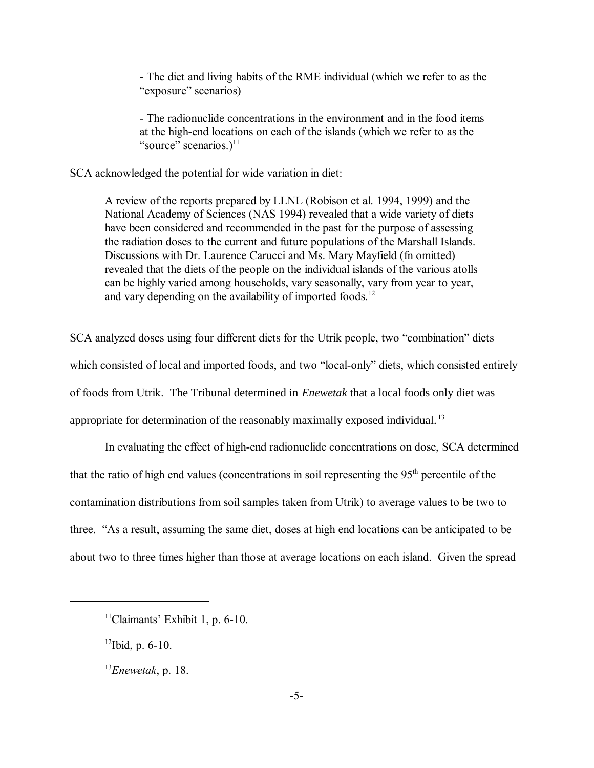- The diet and living habits of the RME individual (which we refer to as the "exposure" scenarios)

- The radionuclide concentrations in the environment and in the food items at the high-end locations on each of the islands (which we refer to as the "source" scenarios.)[11]

SCA acknowledged the potential for wide variation in diet:

> A review of the reports prepared by LLNL (Robison et al. 1994, 1999) and the National Academy of Sciences (NAS 1994) revealed that a wide variety of diets have been considered and recommended in the past for the purpose of assessing the radiation doses to the current and future populations of the Marshall Islands. Discussions with Dr. Laurence Carucci and Ms. Mary Mayfield (fn omitted) revealed that the diets of the people on the individual islands of the various atolls can be highly varied among households, vary seasonally, vary from year to year, and vary depending on the availability of imported foods.[12]

SCA analyzed doses using four different diets for the Utrik people, two "combination" diets which consisted of local and imported foods, and two "local-only" diets, which consisted entirely of foods from Utrik. The Tribunal determined in *Enewetak* that a local foods only diet was appropriate for determination of the reasonably maximally exposed individual.[13]

In evaluating the effect of high-end radionuclide concentrations on dose, SCA determined that the ratio of high end values (concentrations in soil representing the 95th percentile of the contamination distributions from soil samples taken from Utrik) to average values to be two to three. "As a result, assuming the same diet, doses at high end locations can be anticipated to be about two to three times higher than those at average locations on each island. Given the spread

---

[11] Claimants' Exhibit 1, p. 6-10.

[12] Ibid, p. 6-10.

[13] *Enewetak*, p. 18.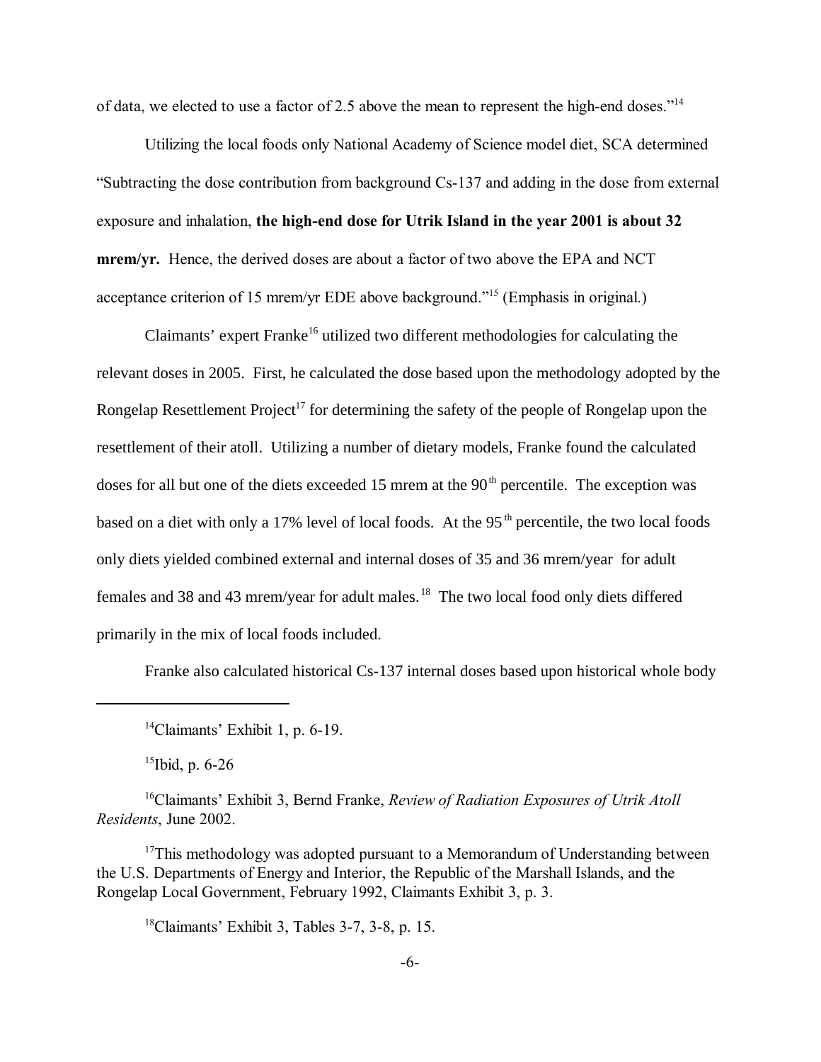of data, we elected to use a factor of 2.5 above the mean to represent the high-end doses."[14]

Utilizing the local foods only National Academy of Science model diet, SCA determined "Subtracting the dose contribution from background Cs-137 and adding in the dose from external exposure and inhalation, **the high-end dose for Utrik Island in the year 2001 is about 32 mrem/yr.** Hence, the derived doses are about a factor of two above the EPA and NCT acceptance criterion of 15 mrem/yr EDE above background."[15] (Emphasis in original.)

Claimants' expert Franke[16] utilized two different methodologies for calculating the relevant doses in 2005. First, he calculated the dose based upon the methodology adopted by the Rongelap Resettlement Project[17] for determining the safety of the people of Rongelap upon the resettlement of their atoll. Utilizing a number of dietary models, Franke found the calculated doses for all but one of the diets exceeded 15 mrem at the 90$^{th}$ percentile. The exception was based on a diet with only a 17% level of local foods. At the 95$^{th}$ percentile, the two local foods only diets yielded combined external and internal doses of 35 and 36 mrem/year for adult females and 38 and 43 mrem/year for adult males.[18] The two local food only diets differed primarily in the mix of local foods included.

Franke also calculated historical Cs-137 internal doses based upon historical whole body

---

[14]Claimants' Exhibit 1, p. 6-19.

[15]Ibid, p. 6-26

[16]Claimants' Exhibit 3, Bernd Franke, *Review of Radiation Exposures of Utrik Atoll Residents*, June 2002.

[17]This methodology was adopted pursuant to a Memorandum of Understanding between the U.S. Departments of Energy and Interior, the Republic of the Marshall Islands, and the Rongelap Local Government, February 1992, Claimants Exhibit 3, p. 3.

[18]Claimants' Exhibit 3, Tables 3-7, 3-8, p. 15.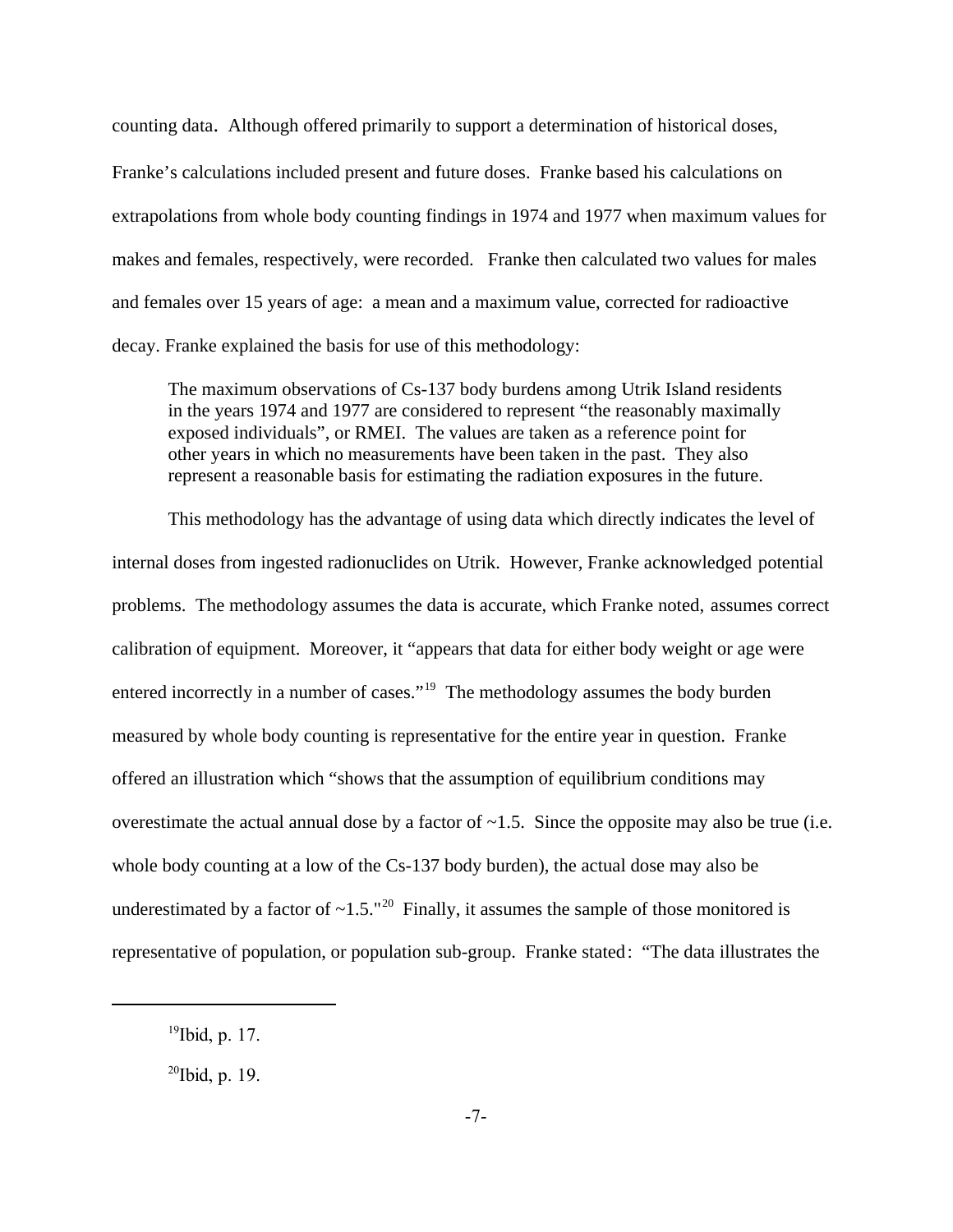counting data. Although offered primarily to support a determination of historical doses, Franke's calculations included present and future doses. Franke based his calculations on extrapolations from whole body counting findings in 1974 and 1977 when maximum values for makes and females, respectively, were recorded. Franke then calculated two values for males and females over 15 years of age: a mean and a maximum value, corrected for radioactive decay. Franke explained the basis for use of this methodology:

> The maximum observations of Cs-137 body burdens among Utrik Island residents in the years 1974 and 1977 are considered to represent "the reasonably maximally exposed individuals", or RMEI. The values are taken as a reference point for other years in which no measurements have been taken in the past. They also represent a reasonable basis for estimating the radiation exposures in the future.

This methodology has the advantage of using data which directly indicates the level of internal doses from ingested radionuclides on Utrik. However, Franke acknowledged potential problems. The methodology assumes the data is accurate, which Franke noted, assumes correct calibration of equipment. Moreover, it "appears that data for either body weight or age were entered incorrectly in a number of cases."[19] The methodology assumes the body burden measured by whole body counting is representative for the entire year in question. Franke offered an illustration which "shows that the assumption of equilibrium conditions may overestimate the actual annual dose by a factor of ~1.5. Since the opposite may also be true (i.e. whole body counting at a low of the Cs-137 body burden), the actual dose may also be underestimated by a factor of ~1.5."[20] Finally, it assumes the sample of those monitored is representative of population, or population sub-group. Franke stated: "The data illustrates the

---

[19]Ibid, p. 17.

[20]Ibid, p. 19.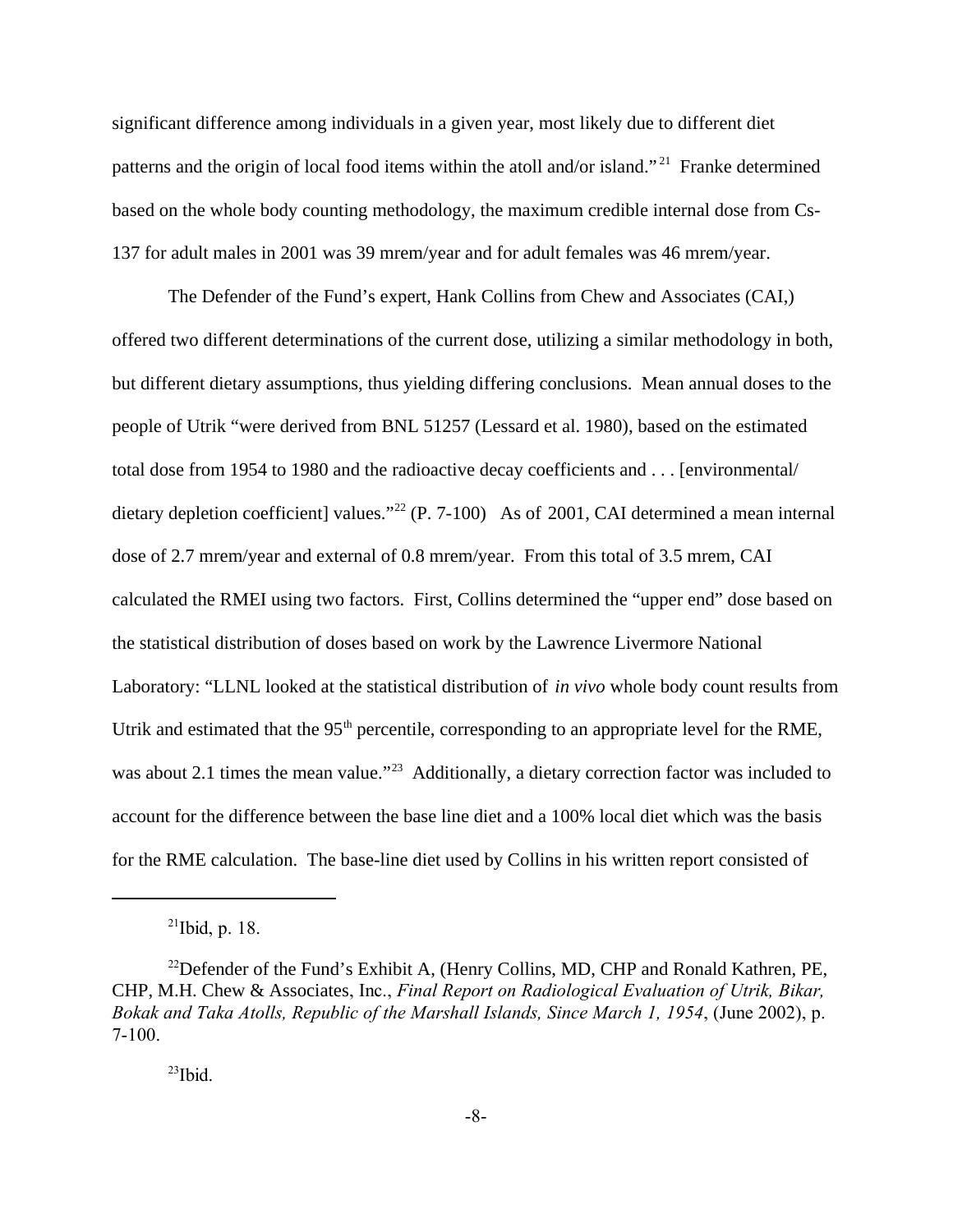significant difference among individuals in a given year, most likely due to different diet patterns and the origin of local food items within the atoll and/or island."[21] Franke determined based on the whole body counting methodology, the maximum credible internal dose from Cs-137 for adult males in 2001 was 39 mrem/year and for adult females was 46 mrem/year.

The Defender of the Fund's expert, Hank Collins from Chew and Associates (CAI,) offered two different determinations of the current dose, utilizing a similar methodology in both, but different dietary assumptions, thus yielding differing conclusions. Mean annual doses to the people of Utrik "were derived from BNL 51257 (Lessard et al. 1980), based on the estimated total dose from 1954 to 1980 and the radioactive decay coefficients and . . . [environmental/ dietary depletion coefficient] values."[22] (P. 7-100) As of 2001, CAI determined a mean internal dose of 2.7 mrem/year and external of 0.8 mrem/year. From this total of 3.5 mrem, CAI calculated the RMEI using two factors. First, Collins determined the "upper end" dose based on the statistical distribution of doses based on work by the Lawrence Livermore National Laboratory: "LLNL looked at the statistical distribution of *in vivo* whole body count results from Utrik and estimated that the 95th percentile, corresponding to an appropriate level for the RME, was about 2.1 times the mean value."[23] Additionally, a dietary correction factor was included to account for the difference between the base line diet and a 100% local diet which was the basis for the RME calculation. The base-line diet used by Collins in his written report consisted of

---

[21] Ibid, p. 18.

[22] Defender of the Fund's Exhibit A, (Henry Collins, MD, CHP and Ronald Kathren, PE, CHP, M.H. Chew & Associates, Inc., *Final Report on Radiological Evaluation of Utrik, Bikar, Bokak and Taka Atolls, Republic of the Marshall Islands, Since March 1, 1954*, (June 2002), p. 7-100.

[23] Ibid.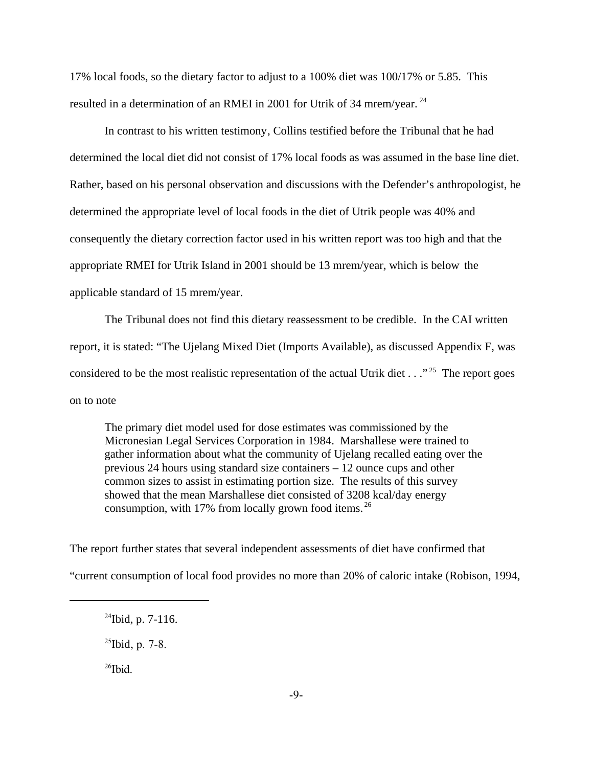17% local foods, so the dietary factor to adjust to a 100% diet was 100/17% or 5.85. This resulted in a determination of an RMEI in 2001 for Utrik of 34 mrem/year.[24]

In contrast to his written testimony, Collins testified before the Tribunal that he had determined the local diet did not consist of 17% local foods as was assumed in the base line diet. Rather, based on his personal observation and discussions with the Defender's anthropologist, he determined the appropriate level of local foods in the diet of Utrik people was 40% and consequently the dietary correction factor used in his written report was too high and that the appropriate RMEI for Utrik Island in 2001 should be 13 mrem/year, which is below the applicable standard of 15 mrem/year.

The Tribunal does not find this dietary reassessment to be credible. In the CAI written report, it is stated: "The Ujelang Mixed Diet (Imports Available), as discussed Appendix F, was considered to be the most realistic representation of the actual Utrik diet . . ."[25] The report goes on to note

> The primary diet model used for dose estimates was commissioned by the Micronesian Legal Services Corporation in 1984. Marshallese were trained to gather information about what the community of Ujelang recalled eating over the previous 24 hours using standard size containers – 12 ounce cups and other common sizes to assist in estimating portion size. The results of this survey showed that the mean Marshallese diet consisted of 3208 kcal/day energy consumption, with 17% from locally grown food items.[26]

The report further states that several independent assessments of diet have confirmed that "current consumption of local food provides no more than 20% of caloric intake (Robison, 1994,

---

[24] Ibid, p. 7-116.

[25] Ibid, p. 7-8.

[26] Ibid.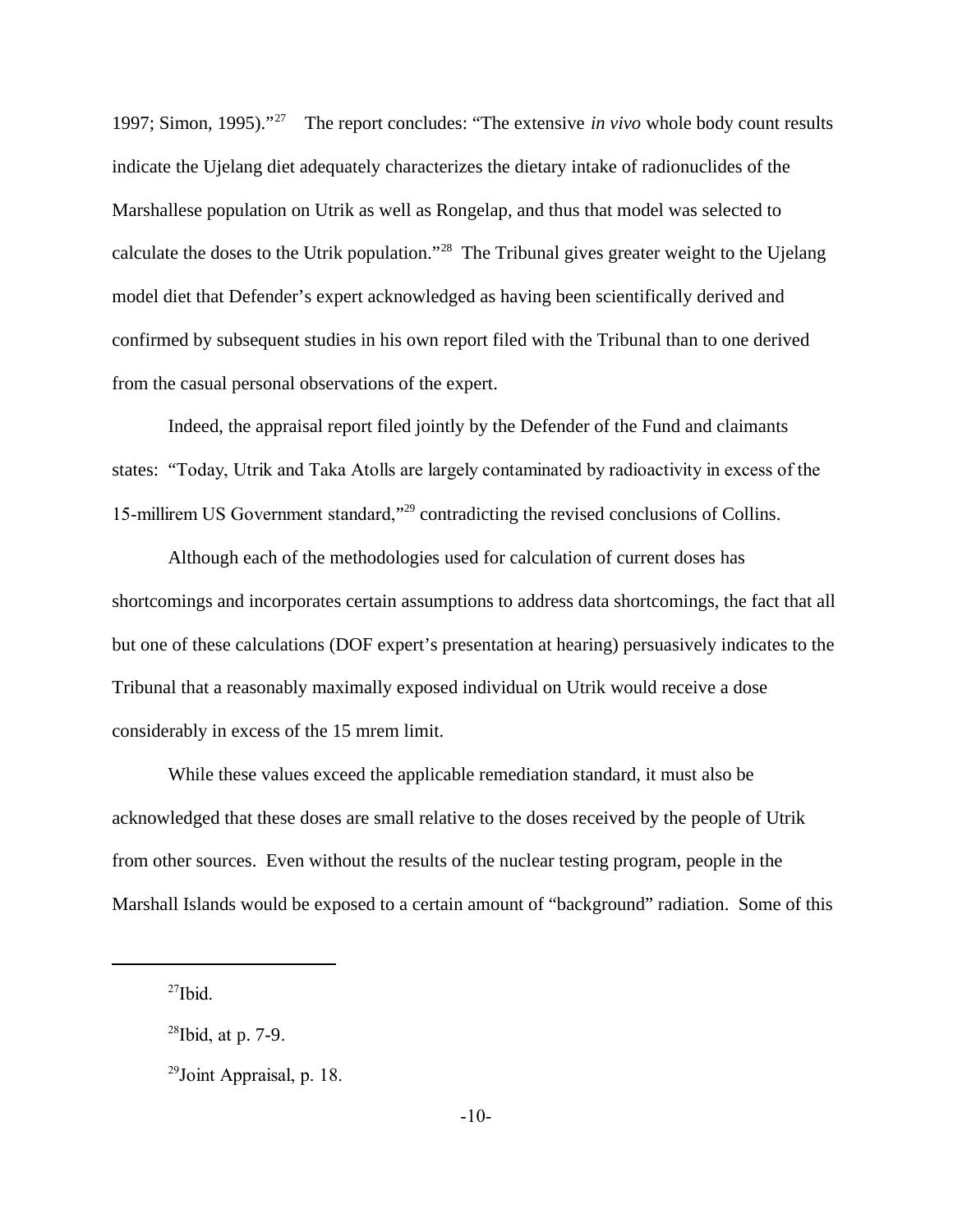1997; Simon, 1995)."[27] The report concludes: "The extensive *in vivo* whole body count results indicate the Ujelang diet adequately characterizes the dietary intake of radionuclides of the Marshallese population on Utrik as well as Rongelap, and thus that model was selected to calculate the doses to the Utrik population."[28] The Tribunal gives greater weight to the Ujelang model diet that Defender's expert acknowledged as having been scientifically derived and confirmed by subsequent studies in his own report filed with the Tribunal than to one derived from the casual personal observations of the expert.

Indeed, the appraisal report filed jointly by the Defender of the Fund and claimants states: "Today, Utrik and Taka Atolls are largely contaminated by radioactivity in excess of the 15-millirem US Government standard,"[29] contradicting the revised conclusions of Collins.

Although each of the methodologies used for calculation of current doses has shortcomings and incorporates certain assumptions to address data shortcomings, the fact that all but one of these calculations (DOF expert's presentation at hearing) persuasively indicates to the Tribunal that a reasonably maximally exposed individual on Utrik would receive a dose considerably in excess of the 15 mrem limit.

While these values exceed the applicable remediation standard, it must also be acknowledged that these doses are small relative to the doses received by the people of Utrik from other sources. Even without the results of the nuclear testing program, people in the Marshall Islands would be exposed to a certain amount of "background" radiation. Some of this

---

[27] Ibid.

[28] Ibid, at p. 7-9.

[29] Joint Appraisal, p. 18.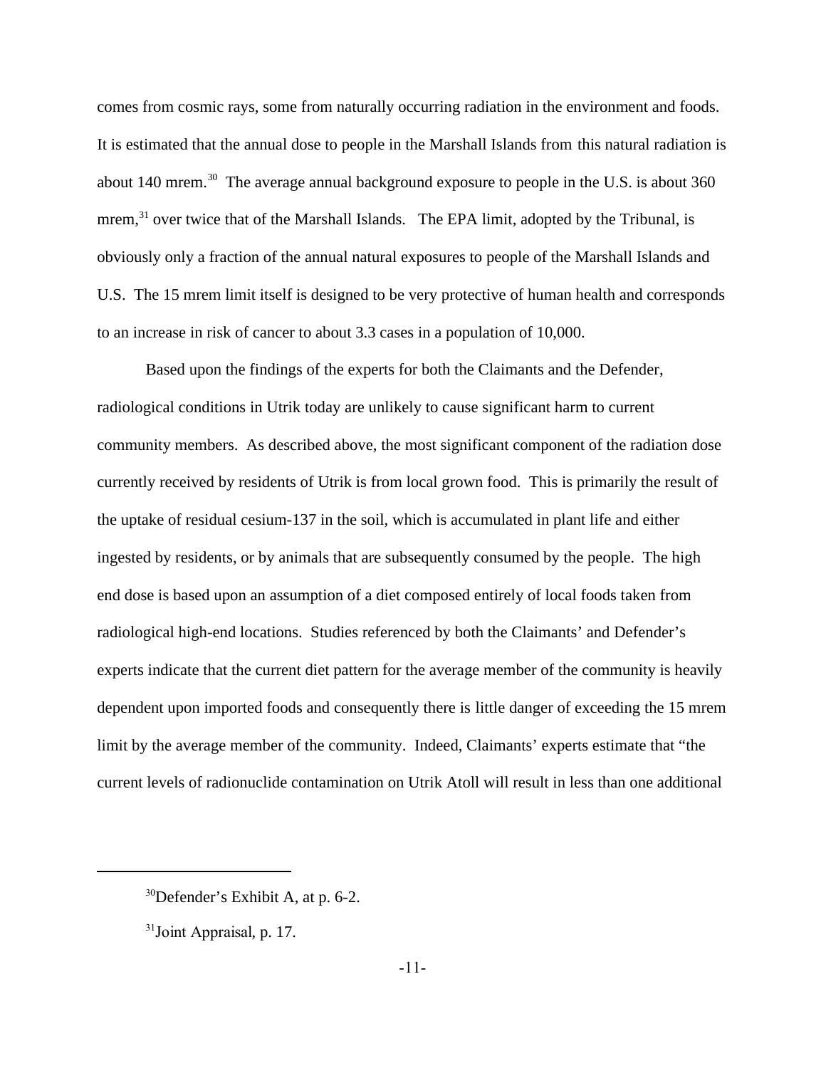comes from cosmic rays, some from naturally occurring radiation in the environment and foods. It is estimated that the annual dose to people in the Marshall Islands from this natural radiation is about 140 mrem.[30] The average annual background exposure to people in the U.S. is about 360 mrem,[31] over twice that of the Marshall Islands. The EPA limit, adopted by the Tribunal, is obviously only a fraction of the annual natural exposures to people of the Marshall Islands and U.S. The 15 mrem limit itself is designed to be very protective of human health and corresponds to an increase in risk of cancer to about 3.3 cases in a population of 10,000.

Based upon the findings of the experts for both the Claimants and the Defender, radiological conditions in Utrik today are unlikely to cause significant harm to current community members. As described above, the most significant component of the radiation dose currently received by residents of Utrik is from local grown food. This is primarily the result of the uptake of residual cesium-137 in the soil, which is accumulated in plant life and either ingested by residents, or by animals that are subsequently consumed by the people. The high end dose is based upon an assumption of a diet composed entirely of local foods taken from radiological high-end locations. Studies referenced by both the Claimants' and Defender's experts indicate that the current diet pattern for the average member of the community is heavily dependent upon imported foods and consequently there is little danger of exceeding the 15 mrem limit by the average member of the community. Indeed, Claimants' experts estimate that "the current levels of radionuclide contamination on Utrik Atoll will result in less than one additional

---

[30] Defender's Exhibit A, at p. 6-2.

[31] Joint Appraisal, p. 17.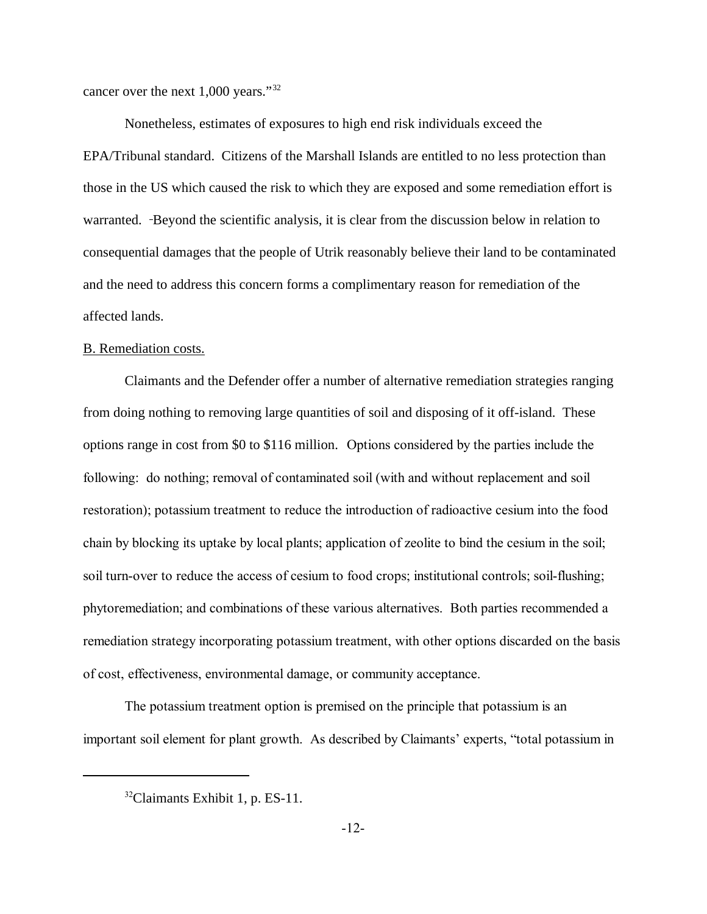cancer over the next 1,000 years."[32]

Nonetheless, estimates of exposures to high end risk individuals exceed the EPA/Tribunal standard. Citizens of the Marshall Islands are entitled to no less protection than those in the US which caused the risk to which they are exposed and some remediation effort is warranted. Beyond the scientific analysis, it is clear from the discussion below in relation to consequential damages that the people of Utrik reasonably believe their land to be contaminated and the need to address this concern forms a complimentary reason for remediation of the affected lands.

B. Remediation costs.

Claimants and the Defender offer a number of alternative remediation strategies ranging from doing nothing to removing large quantities of soil and disposing of it off-island. These options range in cost from $0 to $116 million. Options considered by the parties include the following: do nothing; removal of contaminated soil (with and without replacement and soil restoration); potassium treatment to reduce the introduction of radioactive cesium into the food chain by blocking its uptake by local plants; application of zeolite to bind the cesium in the soil; soil turn-over to reduce the access of cesium to food crops; institutional controls; soil-flushing; phytoremediation; and combinations of these various alternatives. Both parties recommended a remediation strategy incorporating potassium treatment, with other options discarded on the basis of cost, effectiveness, environmental damage, or community acceptance.

The potassium treatment option is premised on the principle that potassium is an important soil element for plant growth. As described by Claimants' experts, "total potassium in

[32] Claimants Exhibit 1, p. ES-11.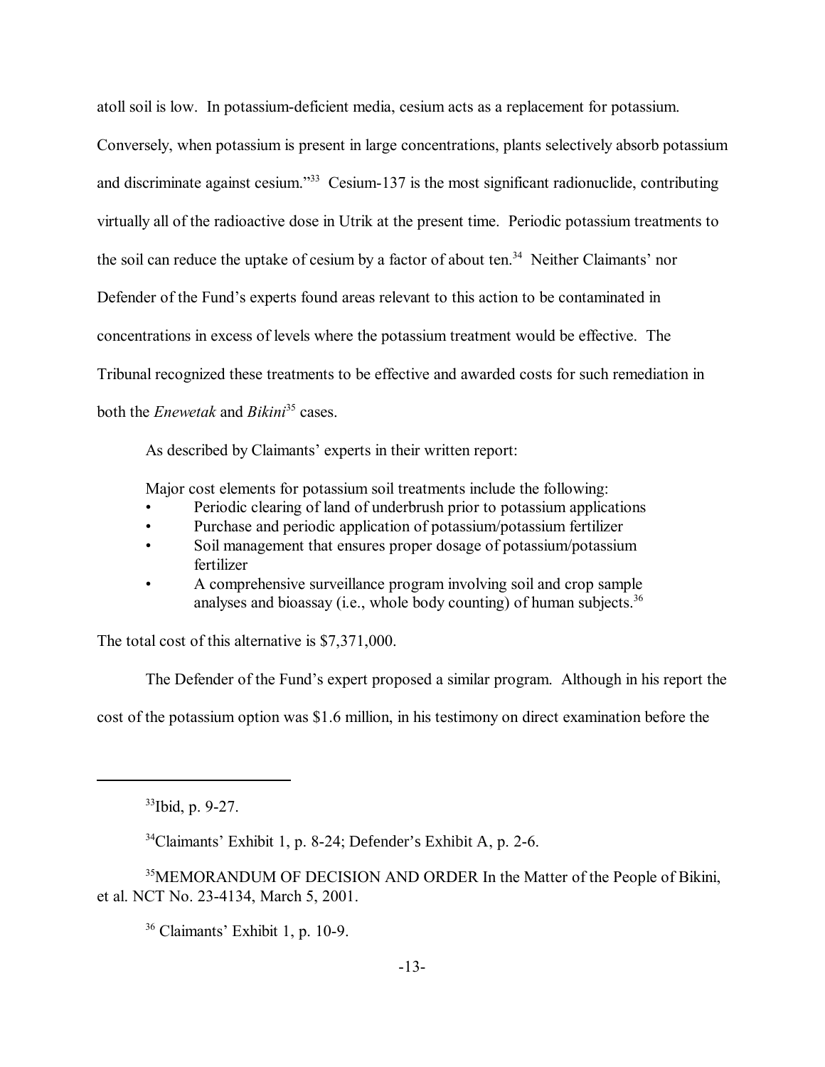atoll soil is low. In potassium-deficient media, cesium acts as a replacement for potassium. Conversely, when potassium is present in large concentrations, plants selectively absorb potassium and discriminate against cesium."[33] Cesium-137 is the most significant radionuclide, contributing virtually all of the radioactive dose in Utrik at the present time. Periodic potassium treatments to the soil can reduce the uptake of cesium by a factor of about ten.[34] Neither Claimants' nor Defender of the Fund's experts found areas relevant to this action to be contaminated in concentrations in excess of levels where the potassium treatment would be effective. The Tribunal recognized these treatments to be effective and awarded costs for such remediation in both the *Enewetak* and *Bikini*[35] cases.

As described by Claimants' experts in their written report:

> Major cost elements for potassium soil treatments include the following:
> - Periodic clearing of land of underbrush prior to potassium applications
> - Purchase and periodic application of potassium/potassium fertilizer
> - Soil management that ensures proper dosage of potassium/potassium fertilizer
> - A comprehensive surveillance program involving soil and crop sample analyses and bioassay (i.e., whole body counting) of human subjects.[36]

The total cost of this alternative is $7,371,000.

The Defender of the Fund's expert proposed a similar program. Although in his report the cost of the potassium option was $1.6 million, in his testimony on direct examination before the

---

[33] Ibid, p. 9-27.

[34] Claimants' Exhibit 1, p. 8-24; Defender's Exhibit A, p. 2-6.

[35] MEMORANDUM OF DECISION AND ORDER In the Matter of the People of Bikini, et al. NCT No. 23-4134, March 5, 2001.

[36] Claimants' Exhibit 1, p. 10-9.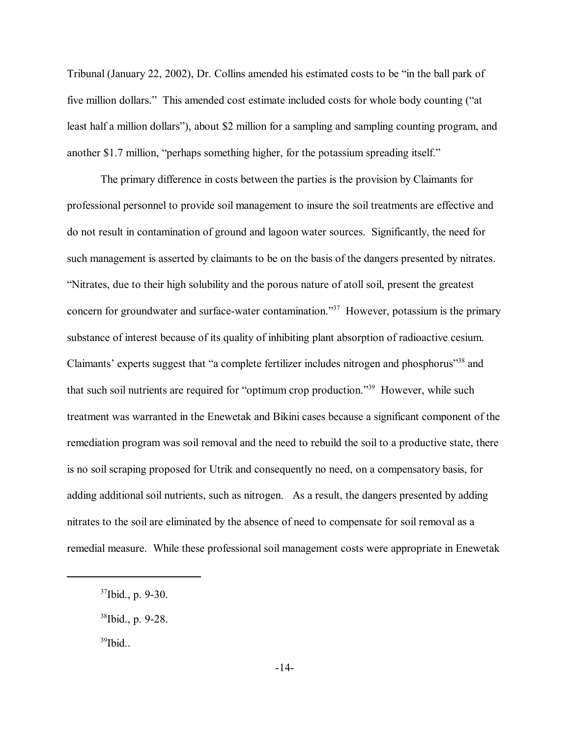Tribunal (January 22, 2002), Dr. Collins amended his estimated costs to be "in the ball park of five million dollars." This amended cost estimate included costs for whole body counting ("at least half a million dollars"), about $2 million for a sampling and sampling counting program, and another $1.7 million, "perhaps something higher, for the potassium spreading itself."

The primary difference in costs between the parties is the provision by Claimants for professional personnel to provide soil management to insure the soil treatments are effective and do not result in contamination of ground and lagoon water sources. Significantly, the need for such management is asserted by claimants to be on the basis of the dangers presented by nitrates. "Nitrates, due to their high solubility and the porous nature of atoll soil, present the greatest concern for groundwater and surface-water contamination."[37] However, potassium is the primary substance of interest because of its quality of inhibiting plant absorption of radioactive cesium. Claimants' experts suggest that "a complete fertilizer includes nitrogen and phosphorus"[38] and that such soil nutrients are required for "optimum crop production."[39] However, while such treatment was warranted in the Enewetak and Bikini cases because a significant component of the remediation program was soil removal and the need to rebuild the soil to a productive state, there is no soil scraping proposed for Utrik and consequently no need, on a compensatory basis, for adding additional soil nutrients, such as nitrogen. As a result, the dangers presented by adding nitrates to the soil are eliminated by the absence of need to compensate for soil removal as a remedial measure. While these professional soil management costs were appropriate in Enewetak

---

[37] Ibid., p. 9-30.

[38] Ibid., p. 9-28.

[39] Ibid..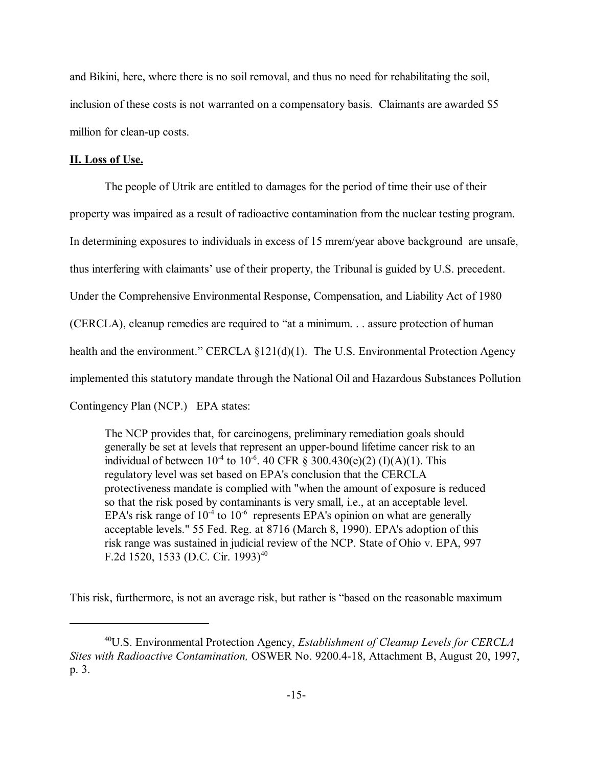and Bikini, here, where there is no soil removal, and thus no need for rehabilitating the soil, inclusion of these costs is not warranted on a compensatory basis. Claimants are awarded $5 million for clean-up costs.

## **II. Loss of Use.**

The people of Utrik are entitled to damages for the period of time their use of their property was impaired as a result of radioactive contamination from the nuclear testing program. In determining exposures to individuals in excess of 15 mrem/year above background are unsafe, thus interfering with claimants' use of their property, the Tribunal is guided by U.S. precedent. Under the Comprehensive Environmental Response, Compensation, and Liability Act of 1980 (CERCLA), cleanup remedies are required to "at a minimum. . . assure protection of human health and the environment." CERCLA §121(d)(1). The U.S. Environmental Protection Agency implemented this statutory mandate through the National Oil and Hazardous Substances Pollution Contingency Plan (NCP.) EPA states:

> The NCP provides that, for carcinogens, preliminary remediation goals should generally be set at levels that represent an upper-bound lifetime cancer risk to an individual of between $10^{-4}$ to $10^{-6}$. 40 CFR § 300.430(e)(2) (I)(A)(1). This regulatory level was set based on EPA's conclusion that the CERCLA protectiveness mandate is complied with "when the amount of exposure is reduced so that the risk posed by contaminants is very small, i.e., at an acceptable level. EPA's risk range of $10^{-4}$ to $10^{-6}$ represents EPA's opinion on what are generally acceptable levels." 55 Fed. Reg. at 8716 (March 8, 1990). EPA's adoption of this risk range was sustained in judicial review of the NCP. State of Ohio v. EPA, 997 F.2d 1520, 1533 (D.C. Cir. 1993)[40]

This risk, furthermore, is not an average risk, but rather is "based on the reasonable maximum

---

[40] U.S. Environmental Protection Agency, *Establishment of Cleanup Levels for CERCLA Sites with Radioactive Contamination,* OSWER No. 9200.4-18, Attachment B, August 20, 1997, p. 3.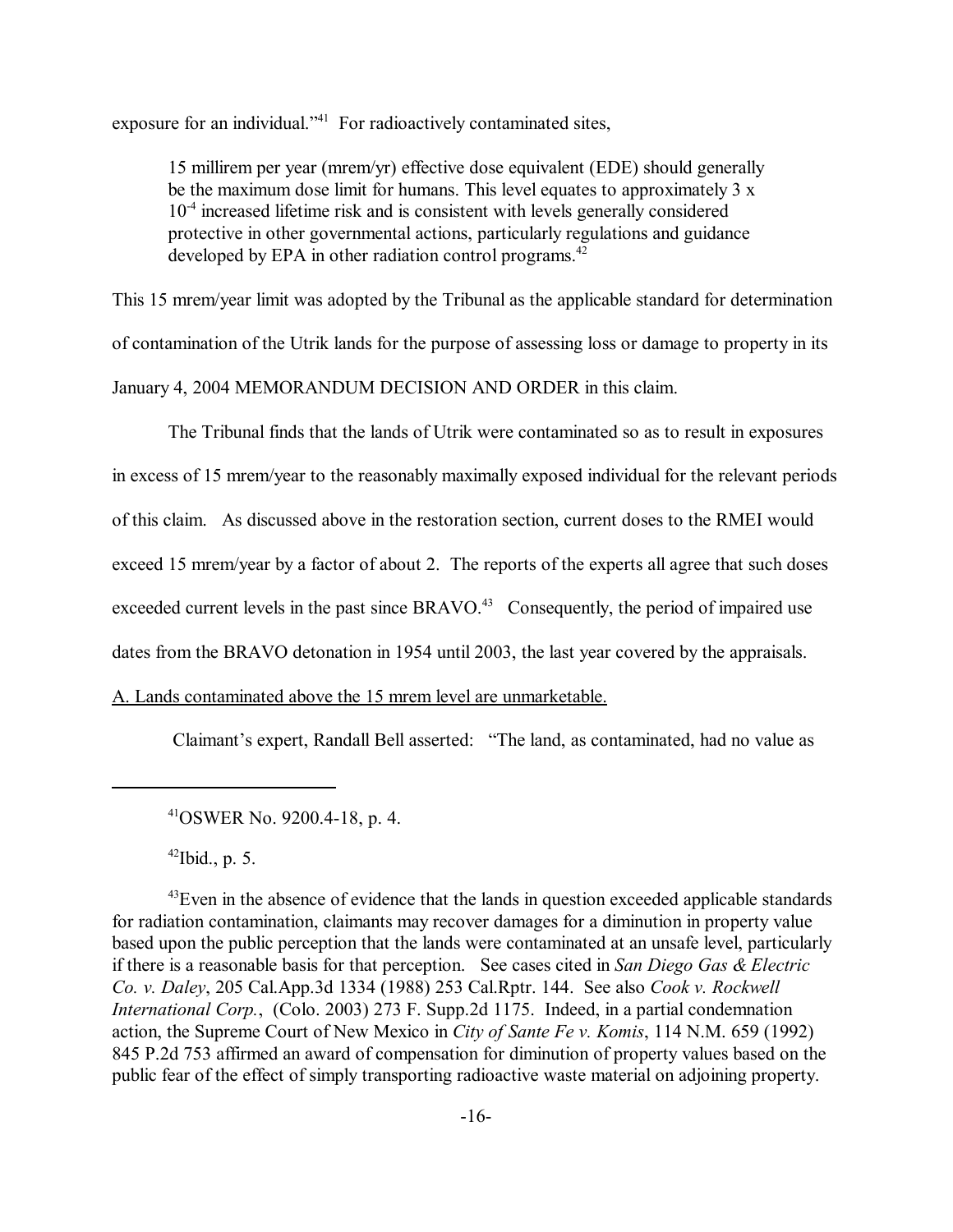exposure for an individual."[41] For radioactively contaminated sites,

> 15 millirem per year (mrem/yr) effective dose equivalent (EDE) should generally be the maximum dose limit for humans. This level equates to approximately 3 x $10^{-4}$ increased lifetime risk and is consistent with levels generally considered protective in other governmental actions, particularly regulations and guidance developed by EPA in other radiation control programs.[42]

This 15 mrem/year limit was adopted by the Tribunal as the applicable standard for determination of contamination of the Utrik lands for the purpose of assessing loss or damage to property in its January 4, 2004 MEMORANDUM DECISION AND ORDER in this claim.

The Tribunal finds that the lands of Utrik were contaminated so as to result in exposures in excess of 15 mrem/year to the reasonably maximally exposed individual for the relevant periods of this claim. As discussed above in the restoration section, current doses to the RMEI would exceed 15 mrem/year by a factor of about 2. The reports of the experts all agree that such doses exceeded current levels in the past since BRAVO.[43] Consequently, the period of impaired use dates from the BRAVO detonation in 1954 until 2003, the last year covered by the appraisals.

<u>A. Lands contaminated above the 15 mrem level are unmarketable.</u>

Claimant's expert, Randall Bell asserted: "The land, as contaminated, had no value as

---

[41] OSWER No. 9200.4-18, p. 4.

[42] Ibid., p. 5.

[43] Even in the absence of evidence that the lands in question exceeded applicable standards for radiation contamination, claimants may recover damages for a diminution in property value based upon the public perception that the lands were contaminated at an unsafe level, particularly if there is a reasonable basis for that perception. See cases cited in *San Diego Gas & Electric Co. v. Daley*, 205 Cal.App.3d 1334 (1988) 253 Cal.Rptr. 144. See also *Cook v. Rockwell International Corp.*, (Colo. 2003) 273 F. Supp.2d 1175. Indeed, in a partial condemnation action, the Supreme Court of New Mexico in *City of Sante Fe v. Komis*, 114 N.M. 659 (1992) 845 P.2d 753 affirmed an award of compensation for diminution of property values based on the public fear of the effect of simply transporting radioactive waste material on adjoining property.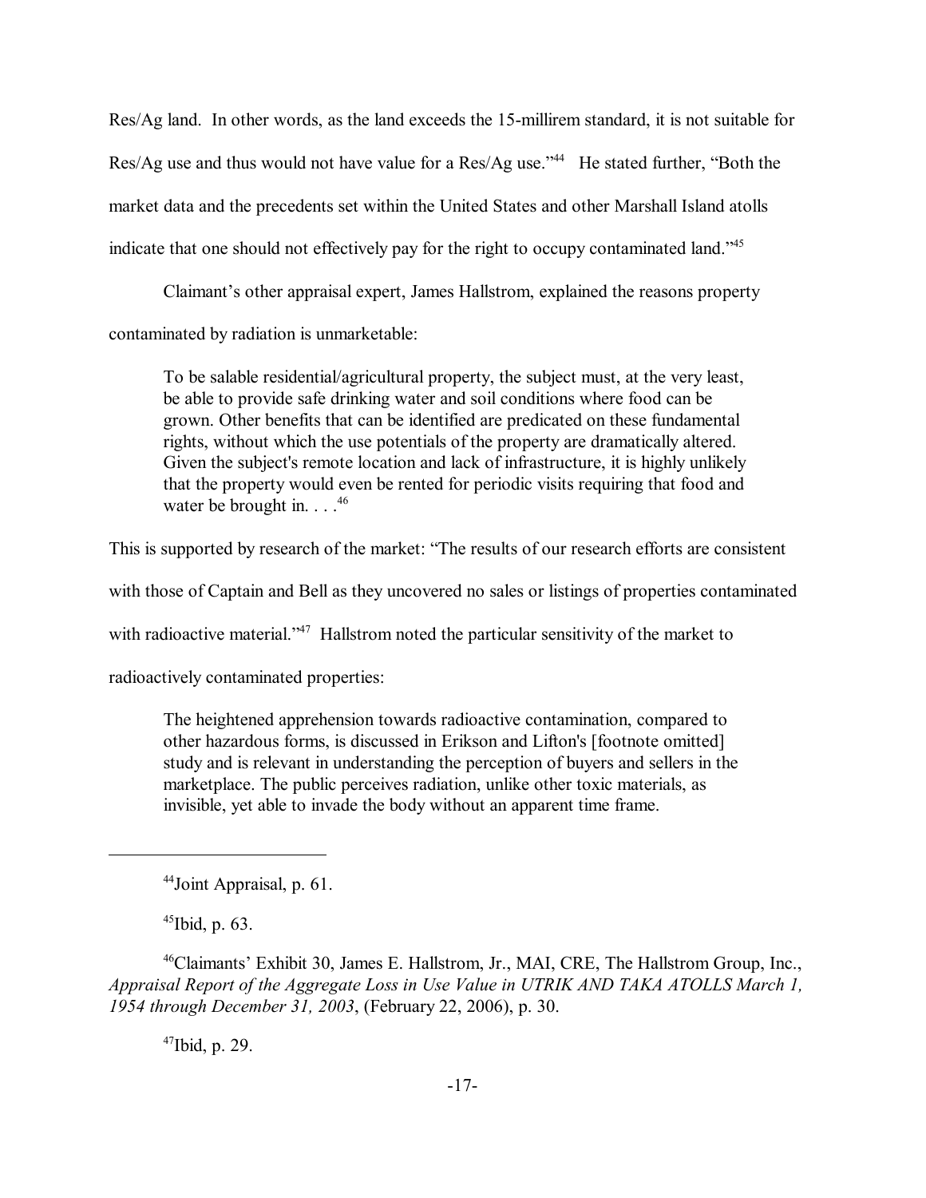Res/Ag land. In other words, as the land exceeds the 15-millirem standard, it is not suitable for Res/Ag use and thus would not have value for a Res/Ag use."[44] He stated further, "Both the market data and the precedents set within the United States and other Marshall Island atolls indicate that one should not effectively pay for the right to occupy contaminated land."[45]

Claimant's other appraisal expert, James Hallstrom, explained the reasons property contaminated by radiation is unmarketable:

> To be salable residential/agricultural property, the subject must, at the very least, be able to provide safe drinking water and soil conditions where food can be grown. Other benefits that can be identified are predicated on these fundamental rights, without which the use potentials of the property are dramatically altered. Given the subject's remote location and lack of infrastructure, it is highly unlikely that the property would even be rented for periodic visits requiring that food and water be brought in. . . .[46]

This is supported by research of the market: "The results of our research efforts are consistent with those of Captain and Bell as they uncovered no sales or listings of properties contaminated with radioactive material."[47] Hallstrom noted the particular sensitivity of the market to radioactively contaminated properties:

> The heightened apprehension towards radioactive contamination, compared to other hazardous forms, is discussed in Erikson and Lifton's [footnote omitted] study and is relevant in understanding the perception of buyers and sellers in the marketplace. The public perceives radiation, unlike other toxic materials, as invisible, yet able to invade the body without an apparent time frame.

---

[44] Joint Appraisal, p. 61.

[45] Ibid, p. 63.

[46] Claimants' Exhibit 30, James E. Hallstrom, Jr., MAI, CRE, The Hallstrom Group, Inc., *Appraisal Report of the Aggregate Loss in Use Value in UTRIK AND TAKA ATOLLS March 1, 1954 through December 31, 2003*, (February 22, 2006), p. 30.

[47] Ibid, p. 29.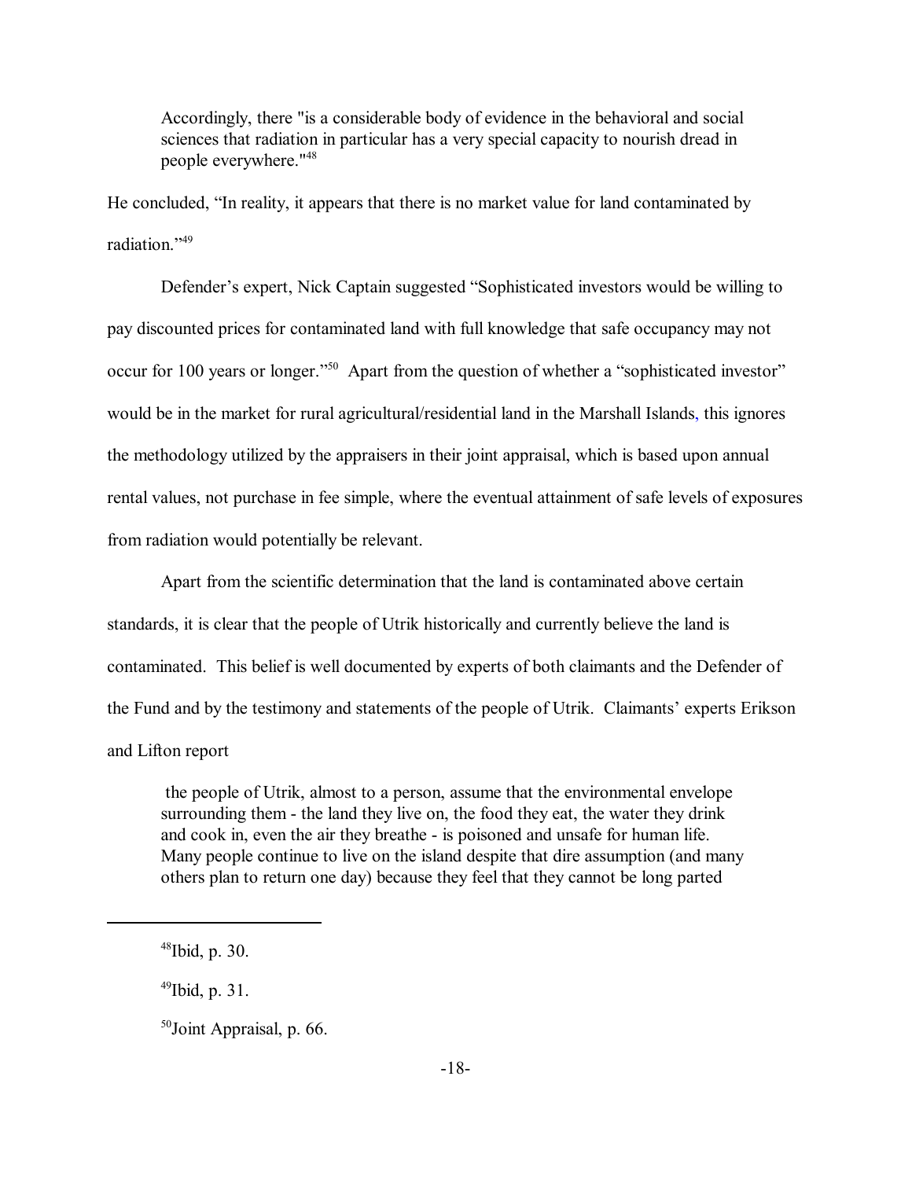> Accordingly, there "is a considerable body of evidence in the behavioral and social sciences that radiation in particular has a very special capacity to nourish dread in people everywhere."[48]

He concluded, "In reality, it appears that there is no market value for land contaminated by radiation."[49]

Defender's expert, Nick Captain suggested "Sophisticated investors would be willing to pay discounted prices for contaminated land with full knowledge that safe occupancy may not occur for 100 years or longer."[50] Apart from the question of whether a "sophisticated investor" would be in the market for rural agricultural/residential land in the Marshall Islands, this ignores the methodology utilized by the appraisers in their joint appraisal, which is based upon annual rental values, not purchase in fee simple, where the eventual attainment of safe levels of exposures from radiation would potentially be relevant.

Apart from the scientific determination that the land is contaminated above certain standards, it is clear that the people of Utrik historically and currently believe the land is contaminated. This belief is well documented by experts of both claimants and the Defender of the Fund and by the testimony and statements of the people of Utrik. Claimants' experts Erikson and Lifton report

> the people of Utrik, almost to a person, assume that the environmental envelope surrounding them - the land they live on, the food they eat, the water they drink and cook in, even the air they breathe - is poisoned and unsafe for human life. Many people continue to live on the island despite that dire assumption (and many others plan to return one day) because they feel that they cannot be long parted

---

[48] Ibid, p. 30.

[49] Ibid, p. 31.

[50] Joint Appraisal, p. 66.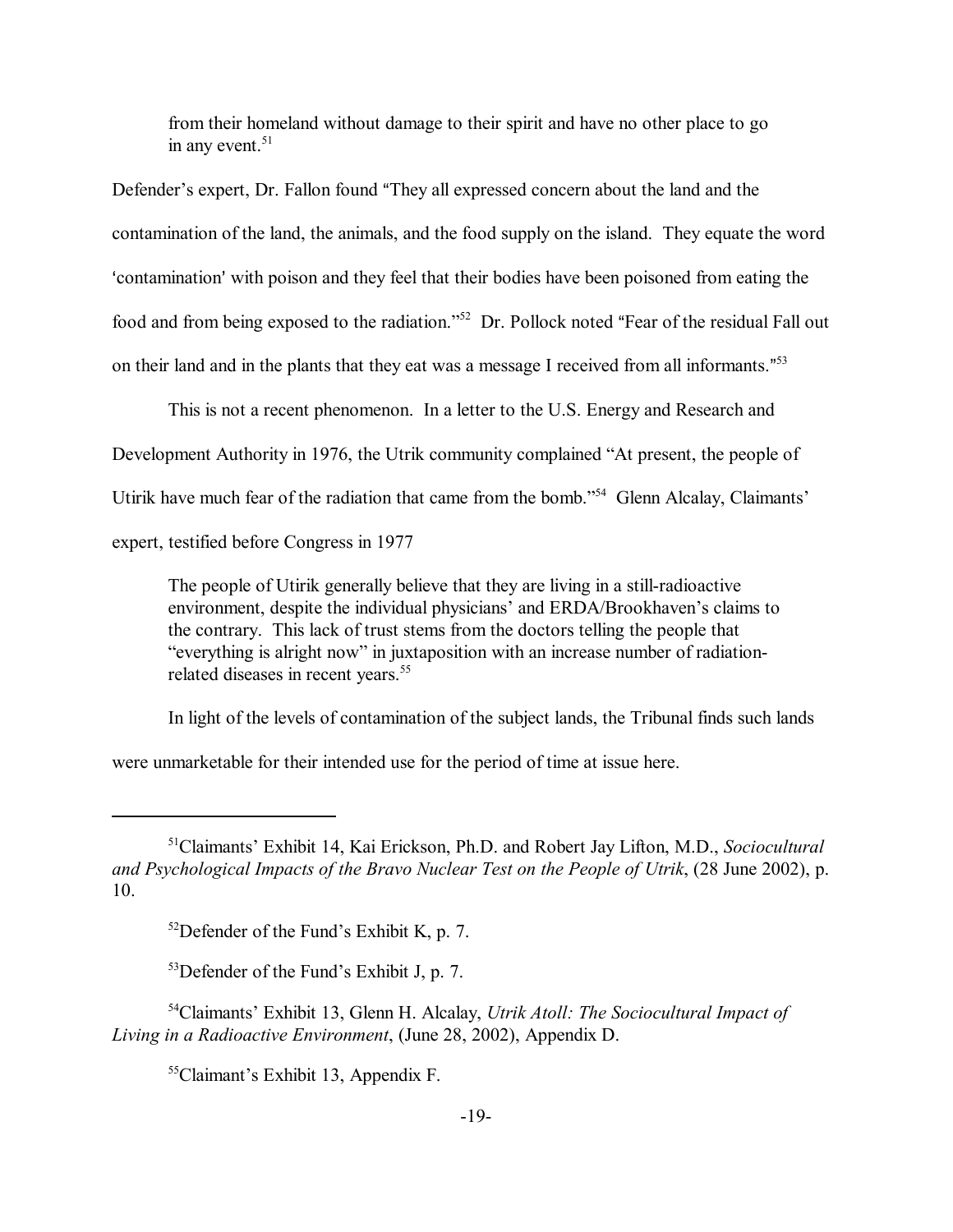> from their homeland without damage to their spirit and have no other place to go in any event.[51]

Defender's expert, Dr. Fallon found "They all expressed concern about the land and the contamination of the land, the animals, and the food supply on the island. They equate the word 'contamination' with poison and they feel that their bodies have been poisoned from eating the food and from being exposed to the radiation."[52] Dr. Pollock noted "Fear of the residual Fall out on their land and in the plants that they eat was a message I received from all informants."[53]

This is not a recent phenomenon. In a letter to the U.S. Energy and Research and Development Authority in 1976, the Utrik community complained "At present, the people of Utirik have much fear of the radiation that came from the bomb."[54] Glenn Alcalay, Claimants' expert, testified before Congress in 1977

> The people of Utirik generally believe that they are living in a still-radioactive environment, despite the individual physicians' and ERDA/Brookhaven's claims to the contrary. This lack of trust stems from the doctors telling the people that "everything is alright now" in juxtaposition with an increase number of radiation-related diseases in recent years.[55]

In light of the levels of contamination of the subject lands, the Tribunal finds such lands were unmarketable for their intended use for the period of time at issue here.

---

[51]Claimants' Exhibit 14, Kai Erickson, Ph.D. and Robert Jay Lifton, M.D., *Sociocultural and Psychological Impacts of the Bravo Nuclear Test on the People of Utrik*, (28 June 2002), p. 10.

[52]Defender of the Fund's Exhibit K, p. 7.

[53]Defender of the Fund's Exhibit J, p. 7.

[54]Claimants' Exhibit 13, Glenn H. Alcalay, *Utrik Atoll: The Sociocultural Impact of Living in a Radioactive Environment*, (June 28, 2002), Appendix D.

[55]Claimant's Exhibit 13, Appendix F.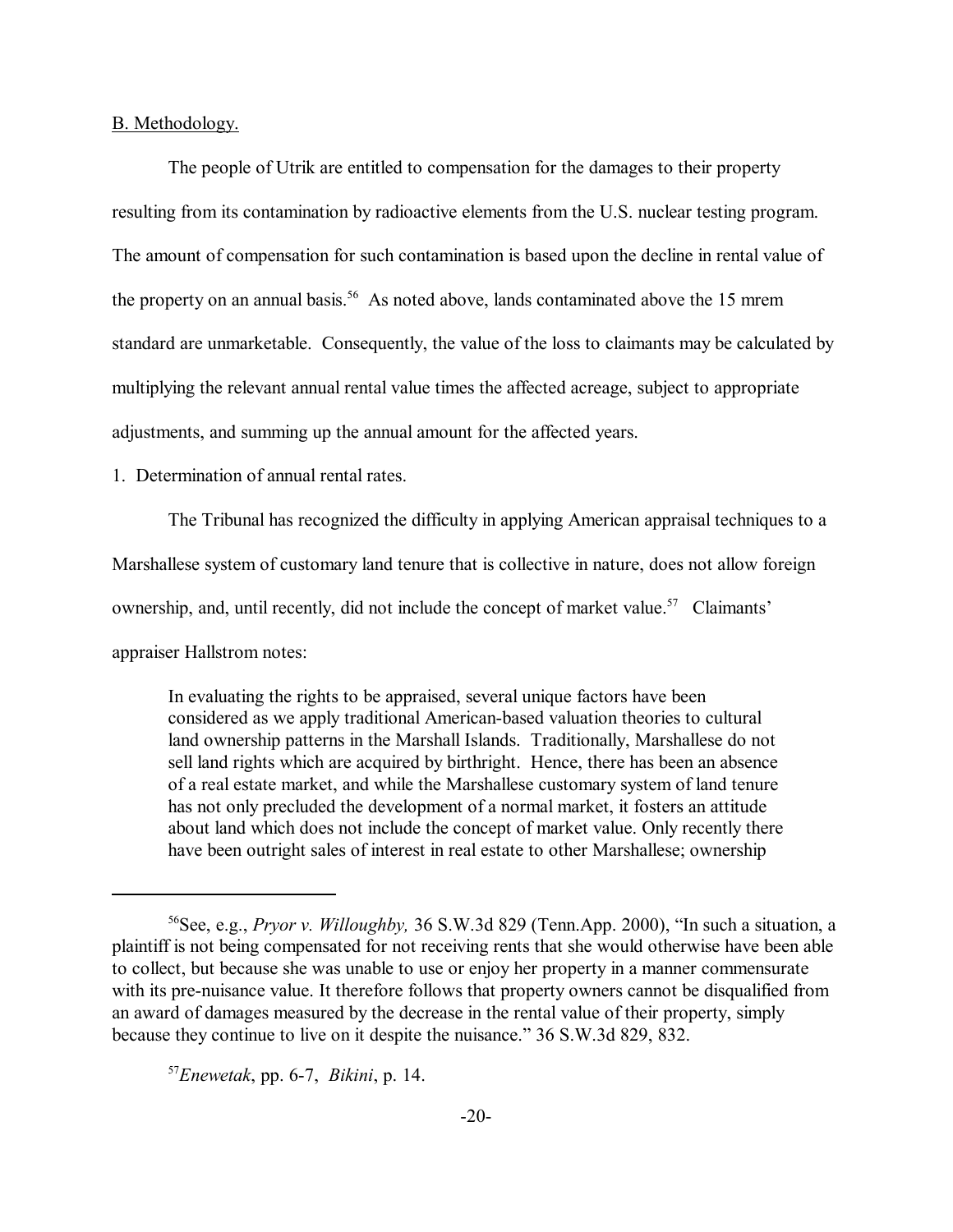B. Methodology.

The people of Utrik are entitled to compensation for the damages to their property resulting from its contamination by radioactive elements from the U.S. nuclear testing program. The amount of compensation for such contamination is based upon the decline in rental value of the property on an annual basis.[56] As noted above, lands contaminated above the 15 mrem standard are unmarketable. Consequently, the value of the loss to claimants may be calculated by multiplying the relevant annual rental value times the affected acreage, subject to appropriate adjustments, and summing up the annual amount for the affected years.

1. Determination of annual rental rates.

The Tribunal has recognized the difficulty in applying American appraisal techniques to a Marshallese system of customary land tenure that is collective in nature, does not allow foreign ownership, and, until recently, did not include the concept of market value.[57] Claimants' appraiser Hallstrom notes:

> In evaluating the rights to be appraised, several unique factors have been considered as we apply traditional American-based valuation theories to cultural land ownership patterns in the Marshall Islands. Traditionally, Marshallese do not sell land rights which are acquired by birthright. Hence, there has been an absence of a real estate market, and while the Marshallese customary system of land tenure has not only precluded the development of a normal market, it fosters an attitude about land which does not include the concept of market value. Only recently there have been outright sales of interest in real estate to other Marshallese; ownership

---

[56] See, e.g., *Pryor v. Willoughby,* 36 S.W.3d 829 (Tenn.App. 2000), "In such a situation, a plaintiff is not being compensated for not receiving rents that she would otherwise have been able to collect, but because she was unable to use or enjoy her property in a manner commensurate with its pre-nuisance value. It therefore follows that property owners cannot be disqualified from an award of damages measured by the decrease in the rental value of their property, simply because they continue to live on it despite the nuisance." 36 S.W.3d 829, 832.

[57] *Enewetak*, pp. 6-7, *Bikini*, p. 14.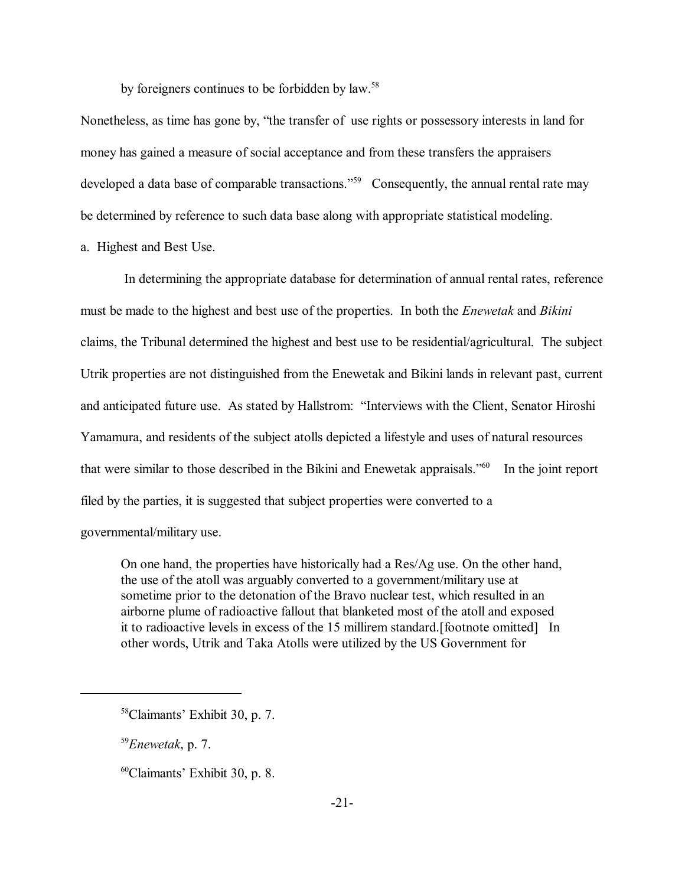by foreigners continues to be forbidden by law.[58]

Nonetheless, as time has gone by, "the transfer of use rights or possessory interests in land for money has gained a measure of social acceptance and from these transfers the appraisers developed a data base of comparable transactions."[59] Consequently, the annual rental rate may be determined by reference to such data base along with appropriate statistical modeling.

a. Highest and Best Use.

In determining the appropriate database for determination of annual rental rates, reference must be made to the highest and best use of the properties. In both the *Enewetak* and *Bikini* claims, the Tribunal determined the highest and best use to be residential/agricultural. The subject Utrik properties are not distinguished from the Enewetak and Bikini lands in relevant past, current and anticipated future use. As stated by Hallstrom: "Interviews with the Client, Senator Hiroshi Yamamura, and residents of the subject atolls depicted a lifestyle and uses of natural resources that were similar to those described in the Bikini and Enewetak appraisals."[60] In the joint report filed by the parties, it is suggested that subject properties were converted to a governmental/military use.

> On one hand, the properties have historically had a Res/Ag use. On the other hand, the use of the atoll was arguably converted to a government/military use at sometime prior to the detonation of the Bravo nuclear test, which resulted in an airborne plume of radioactive fallout that blanketed most of the atoll and exposed it to radioactive levels in excess of the 15 millirem standard.[footnote omitted] In other words, Utrik and Taka Atolls were utilized by the US Government for

---

[58] Claimants' Exhibit 30, p. 7.

[59] *Enewetak*, p. 7.

[60] Claimants' Exhibit 30, p. 8.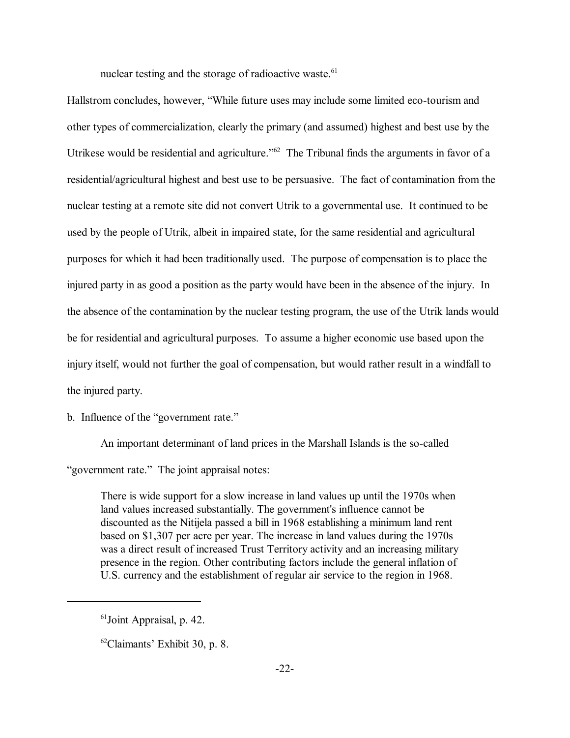nuclear testing and the storage of radioactive waste.[61]

Hallstrom concludes, however, "While future uses may include some limited eco-tourism and other types of commercialization, clearly the primary (and assumed) highest and best use by the Utrikese would be residential and agriculture."[62] The Tribunal finds the arguments in favor of a residential/agricultural highest and best use to be persuasive. The fact of contamination from the nuclear testing at a remote site did not convert Utrik to a governmental use. It continued to be used by the people of Utrik, albeit in impaired state, for the same residential and agricultural purposes for which it had been traditionally used. The purpose of compensation is to place the injured party in as good a position as the party would have been in the absence of the injury. In the absence of the contamination by the nuclear testing program, the use of the Utrik lands would be for residential and agricultural purposes. To assume a higher economic use based upon the injury itself, would not further the goal of compensation, but would rather result in a windfall to the injured party.

b. Influence of the "government rate."

An important determinant of land prices in the Marshall Islands is the so-called "government rate." The joint appraisal notes:

> There is wide support for a slow increase in land values up until the 1970s when land values increased substantially. The government's influence cannot be discounted as the Nitijela passed a bill in 1968 establishing a minimum land rent based on $1,307 per acre per year. The increase in land values during the 1970s was a direct result of increased Trust Territory activity and an increasing military presence in the region. Other contributing factors include the general inflation of U.S. currency and the establishment of regular air service to the region in 1968.

---

[61] Joint Appraisal, p. 42.

[62] Claimants' Exhibit 30, p. 8.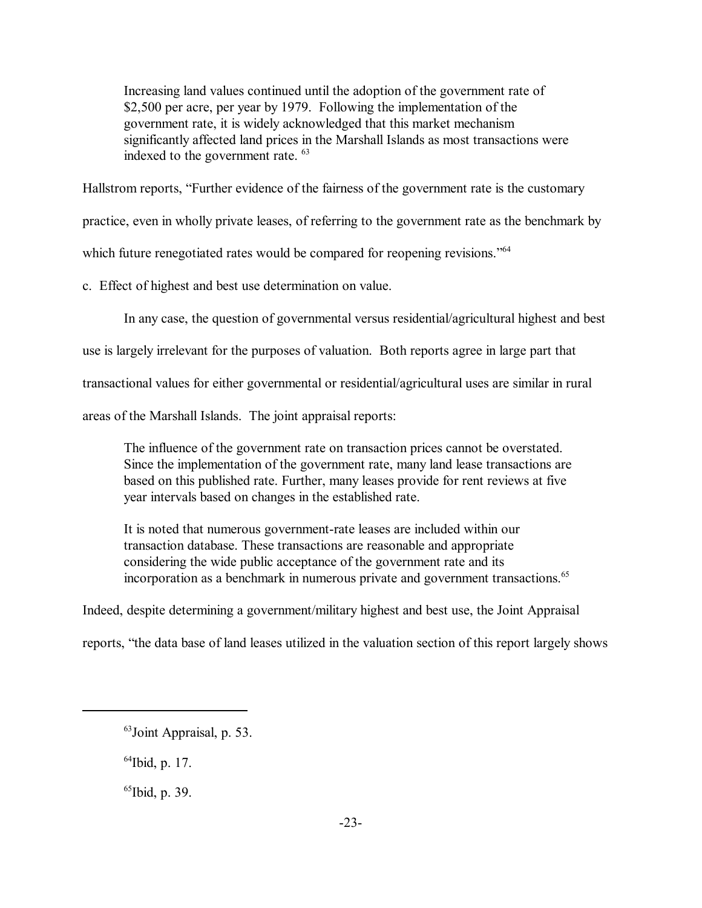> Increasing land values continued until the adoption of the government rate of \$2,500 per acre, per year by 1979. Following the implementation of the government rate, it is widely acknowledged that this market mechanism significantly affected land prices in the Marshall Islands as most transactions were indexed to the government rate. [63]

Hallstrom reports, "Further evidence of the fairness of the government rate is the customary practice, even in wholly private leases, of referring to the government rate as the benchmark by which future renegotiated rates would be compared for reopening revisions."[64]

c. Effect of highest and best use determination on value.

In any case, the question of governmental versus residential/agricultural highest and best use is largely irrelevant for the purposes of valuation. Both reports agree in large part that transactional values for either governmental or residential/agricultural uses are similar in rural areas of the Marshall Islands. The joint appraisal reports:

> The influence of the government rate on transaction prices cannot be overstated. Since the implementation of the government rate, many land lease transactions are based on this published rate. Further, many leases provide for rent reviews at five year intervals based on changes in the established rate.
>
> It is noted that numerous government-rate leases are included within our transaction database. These transactions are reasonable and appropriate considering the wide public acceptance of the government rate and its incorporation as a benchmark in numerous private and government transactions.[65]

Indeed, despite determining a government/military highest and best use, the Joint Appraisal reports, "the data base of land leases utilized in the valuation section of this report largely shows

---

[63] Joint Appraisal, p. 53.

[64] Ibid, p. 17.

[65] Ibid, p. 39.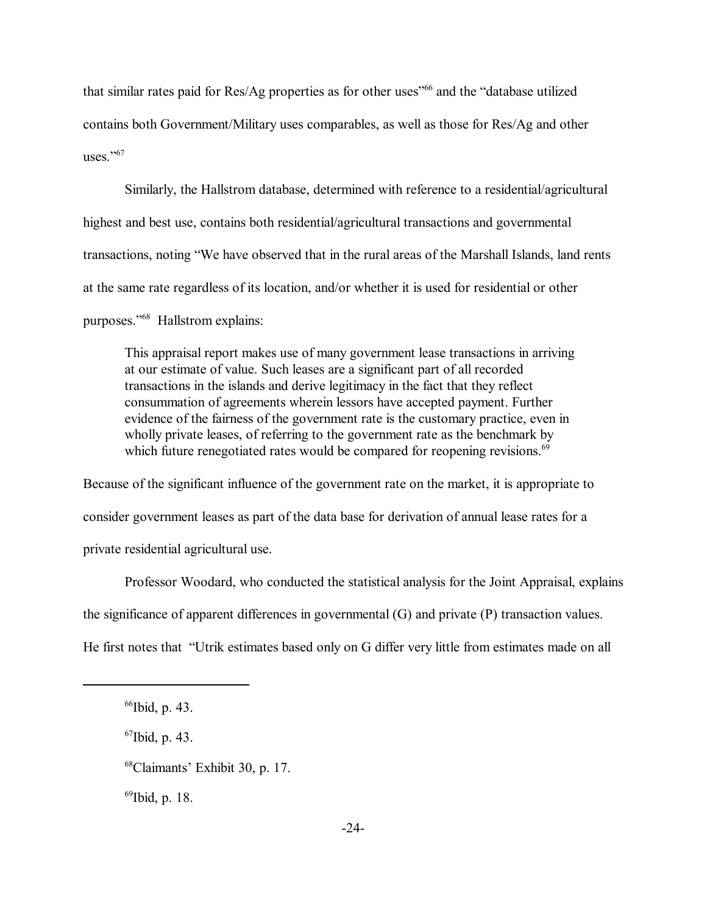that similar rates paid for Res/Ag properties as for other uses"[66] and the "database utilized contains both Government/Military uses comparables, as well as those for Res/Ag and other uses."[67]

Similarly, the Hallstrom database, determined with reference to a residential/agricultural highest and best use, contains both residential/agricultural transactions and governmental transactions, noting "We have observed that in the rural areas of the Marshall Islands, land rents at the same rate regardless of its location, and/or whether it is used for residential or other purposes."[68] Hallstrom explains:

> This appraisal report makes use of many government lease transactions in arriving at our estimate of value. Such leases are a significant part of all recorded transactions in the islands and derive legitimacy in the fact that they reflect consummation of agreements wherein lessors have accepted payment. Further evidence of the fairness of the government rate is the customary practice, even in wholly private leases, of referring to the government rate as the benchmark by which future renegotiated rates would be compared for reopening revisions.[69]

Because of the significant influence of the government rate on the market, it is appropriate to consider government leases as part of the data base for derivation of annual lease rates for a private residential agricultural use.

Professor Woodard, who conducted the statistical analysis for the Joint Appraisal, explains the significance of apparent differences in governmental (G) and private (P) transaction values. He first notes that "Utrik estimates based only on G differ very little from estimates made on all

---

[66] Ibid, p. 43.

[67] Ibid, p. 43.

[68] Claimants' Exhibit 30, p. 17.

[69] Ibid, p. 18.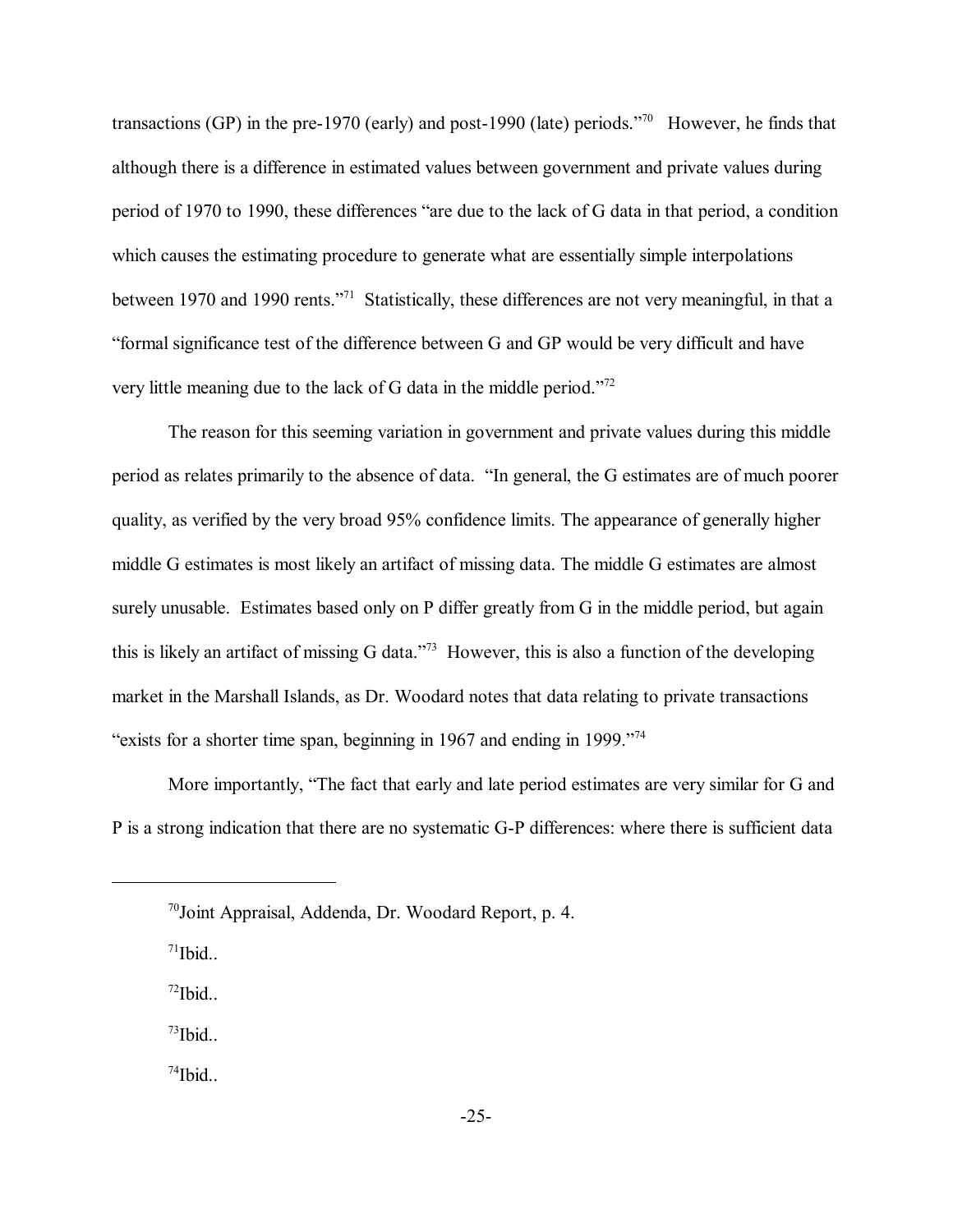transactions (GP) in the pre-1970 (early) and post-1990 (late) periods."[70] However, he finds that although there is a difference in estimated values between government and private values during period of 1970 to 1990, these differences "are due to the lack of G data in that period, a condition which causes the estimating procedure to generate what are essentially simple interpolations between 1970 and 1990 rents."[71] Statistically, these differences are not very meaningful, in that a "formal significance test of the difference between G and GP would be very difficult and have very little meaning due to the lack of G data in the middle period."[72]

The reason for this seeming variation in government and private values during this middle period as relates primarily to the absence of data. "In general, the G estimates are of much poorer quality, as verified by the very broad 95% confidence limits. The appearance of generally higher middle G estimates is most likely an artifact of missing data. The middle G estimates are almost surely unusable. Estimates based only on P differ greatly from G in the middle period, but again this is likely an artifact of missing G data."[73] However, this is also a function of the developing market in the Marshall Islands, as Dr. Woodard notes that data relating to private transactions "exists for a shorter time span, beginning in 1967 and ending in 1999."[74]

More importantly, "The fact that early and late period estimates are very similar for G and P is a strong indication that there are no systematic G-P differences: where there is sufficient data

---

[70] Joint Appraisal, Addenda, Dr. Woodard Report, p. 4.

[71] Ibid..

[72] Ibid..

[73] Ibid..

[74] Ibid..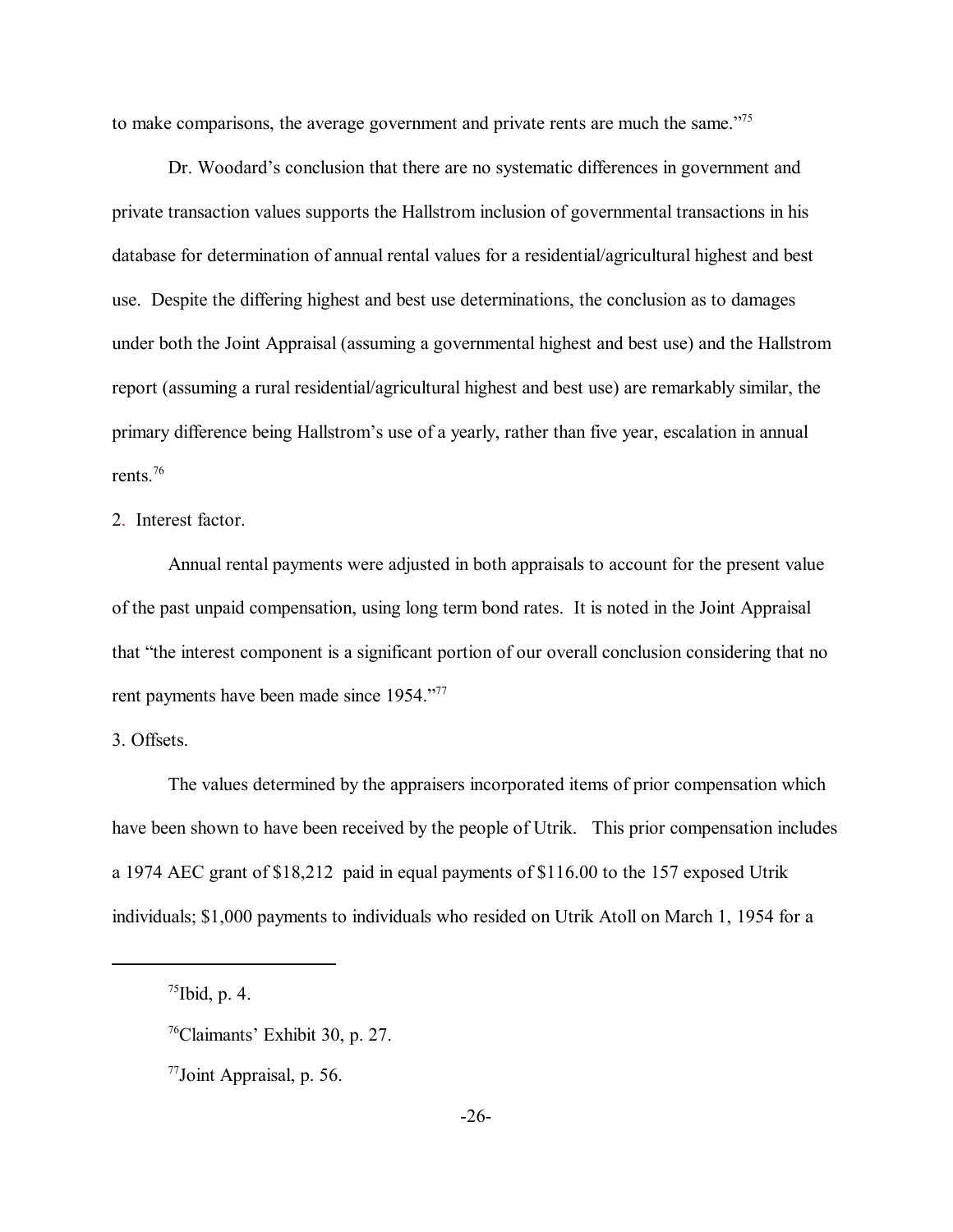to make comparisons, the average government and private rents are much the same."[75]

Dr. Woodard's conclusion that there are no systematic differences in government and private transaction values supports the Hallstrom inclusion of governmental transactions in his database for determination of annual rental values for a residential/agricultural highest and best use. Despite the differing highest and best use determinations, the conclusion as to damages under both the Joint Appraisal (assuming a governmental highest and best use) and the Hallstrom report (assuming a rural residential/agricultural highest and best use) are remarkably similar, the primary difference being Hallstrom's use of a yearly, rather than five year, escalation in annual rents.[76]

2. Interest factor.

Annual rental payments were adjusted in both appraisals to account for the present value of the past unpaid compensation, using long term bond rates. It is noted in the Joint Appraisal that "the interest component is a significant portion of our overall conclusion considering that no rent payments have been made since 1954."[77]

3. Offsets.

The values determined by the appraisers incorporated items of prior compensation which have been shown to have been received by the people of Utrik. This prior compensation includes a 1974 AEC grant of $18,212 paid in equal payments of $116.00 to the 157 exposed Utrik individuals; $1,000 payments to individuals who resided on Utrik Atoll on March 1, 1954 for a

---

[75] Ibid, p. 4.

[76] Claimants' Exhibit 30, p. 27.

[77] Joint Appraisal, p. 56.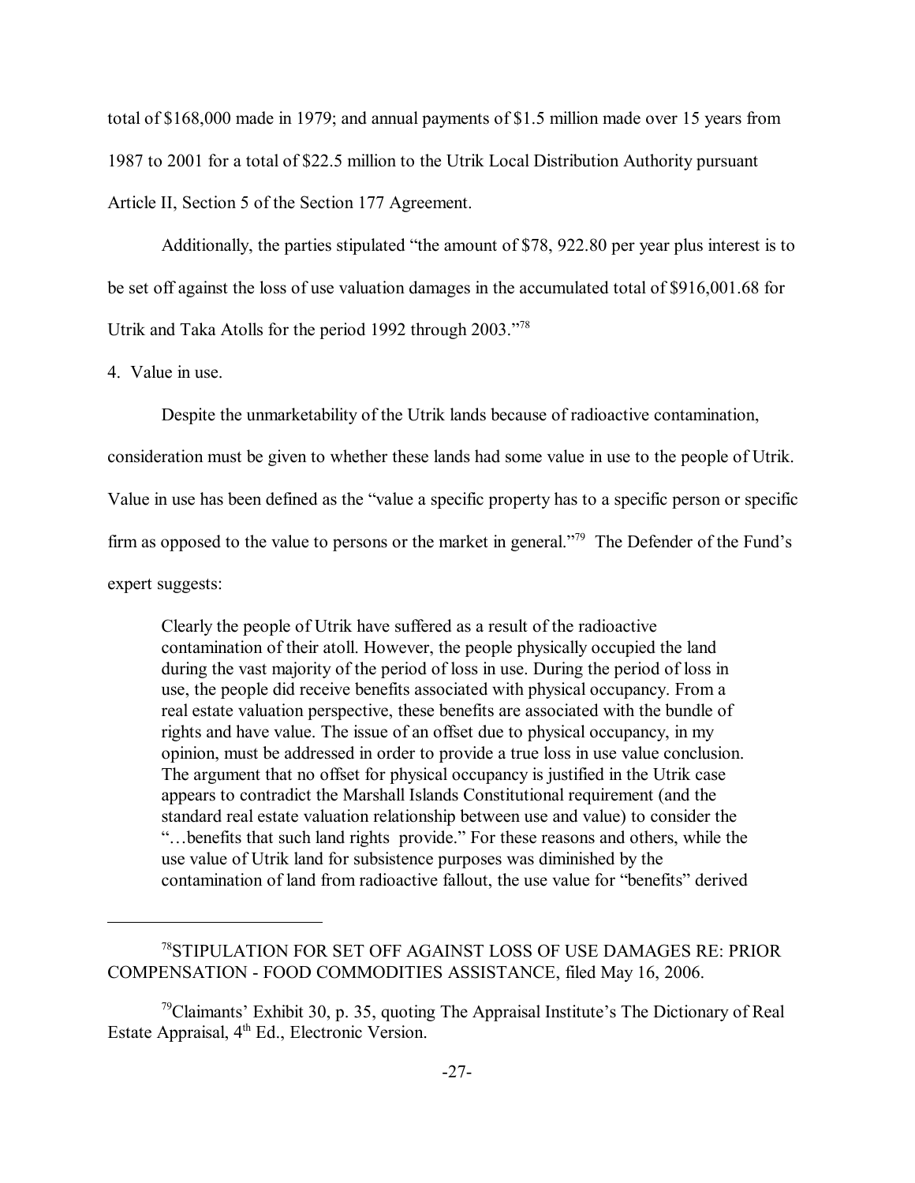total of $168,000 made in 1979; and annual payments of $1.5 million made over 15 years from 1987 to 2001 for a total of $22.5 million to the Utrik Local Distribution Authority pursuant Article II, Section 5 of the Section 177 Agreement.

Additionally, the parties stipulated "the amount of $78, 922.80 per year plus interest is to be set off against the loss of use valuation damages in the accumulated total of $916,001.68 for Utrik and Taka Atolls for the period 1992 through 2003."[78]

4. Value in use.

Despite the unmarketability of the Utrik lands because of radioactive contamination, consideration must be given to whether these lands had some value in use to the people of Utrik. Value in use has been defined as the "value a specific property has to a specific person or specific firm as opposed to the value to persons or the market in general."[79] The Defender of the Fund's expert suggests:

> Clearly the people of Utrik have suffered as a result of the radioactive contamination of their atoll. However, the people physically occupied the land during the vast majority of the period of loss in use. During the period of loss in use, the people did receive benefits associated with physical occupancy. From a real estate valuation perspective, these benefits are associated with the bundle of rights and have value. The issue of an offset due to physical occupancy, in my opinion, must be addressed in order to provide a true loss in use value conclusion. The argument that no offset for physical occupancy is justified in the Utrik case appears to contradict the Marshall Islands Constitutional requirement (and the standard real estate valuation relationship between use and value) to consider the "…benefits that such land rights provide." For these reasons and others, while the use value of Utrik land for subsistence purposes was diminished by the contamination of land from radioactive fallout, the use value for "benefits" derived

---

[78] STIPULATION FOR SET OFF AGAINST LOSS OF USE DAMAGES RE: PRIOR COMPENSATION - FOOD COMMODITIES ASSISTANCE, filed May 16, 2006.

[79] Claimants' Exhibit 30, p. 35, quoting The Appraisal Institute's The Dictionary of Real Estate Appraisal, 4th Ed., Electronic Version.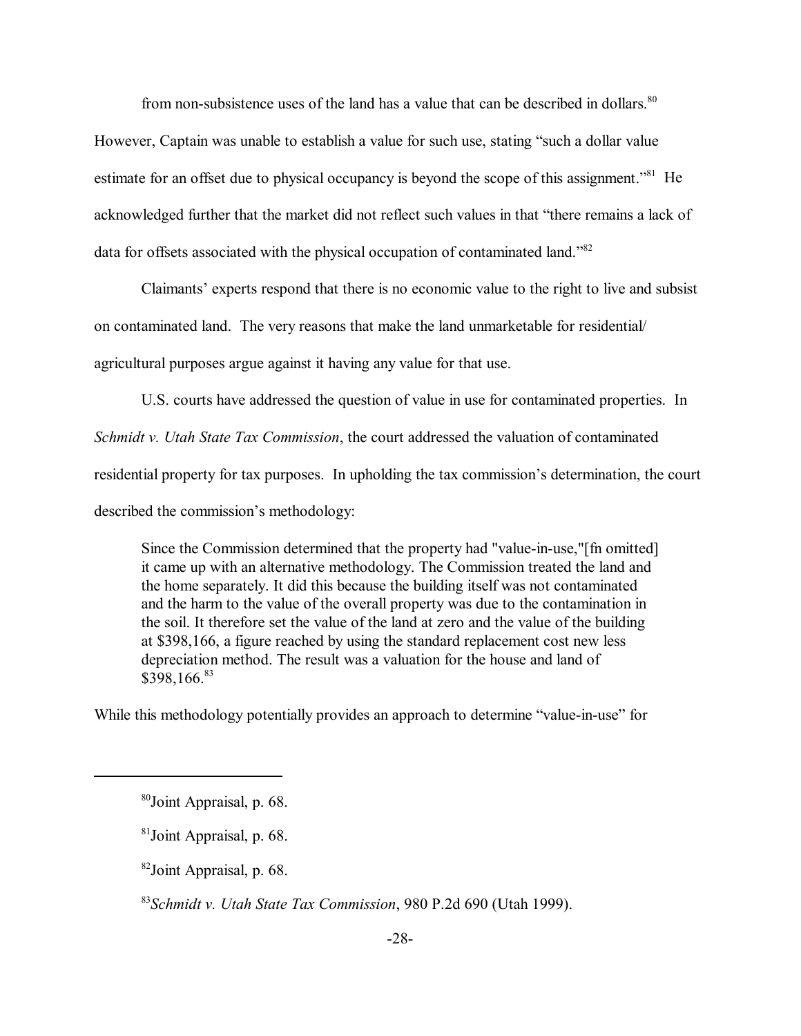from non-subsistence uses of the land has a value that can be described in dollars.[80] However, Captain was unable to establish a value for such use, stating "such a dollar value estimate for an offset due to physical occupancy is beyond the scope of this assignment."[81] He acknowledged further that the market did not reflect such values in that "there remains a lack of data for offsets associated with the physical occupation of contaminated land."[82]

Claimants' experts respond that there is no economic value to the right to live and subsist on contaminated land. The very reasons that make the land unmarketable for residential/agricultural purposes argue against it having any value for that use.

U.S. courts have addressed the question of value in use for contaminated properties. In *Schmidt v. Utah State Tax Commission*, the court addressed the valuation of contaminated residential property for tax purposes. In upholding the tax commission's determination, the court described the commission's methodology:

> Since the Commission determined that the property had "value-in-use,"[fn omitted] it came up with an alternative methodology. The Commission treated the land and the home separately. It did this because the building itself was not contaminated and the harm to the value of the overall property was due to the contamination in the soil. It therefore set the value of the land at zero and the value of the building at $398,166, a figure reached by using the standard replacement cost new less depreciation method. The result was a valuation for the house and land of $398,166.[83]

While this methodology potentially provides an approach to determine "value-in-use" for

---

[80] Joint Appraisal, p. 68.

[81] Joint Appraisal, p. 68.

[82] Joint Appraisal, p. 68.

[83] *Schmidt v. Utah State Tax Commission*, 980 P.2d 690 (Utah 1999).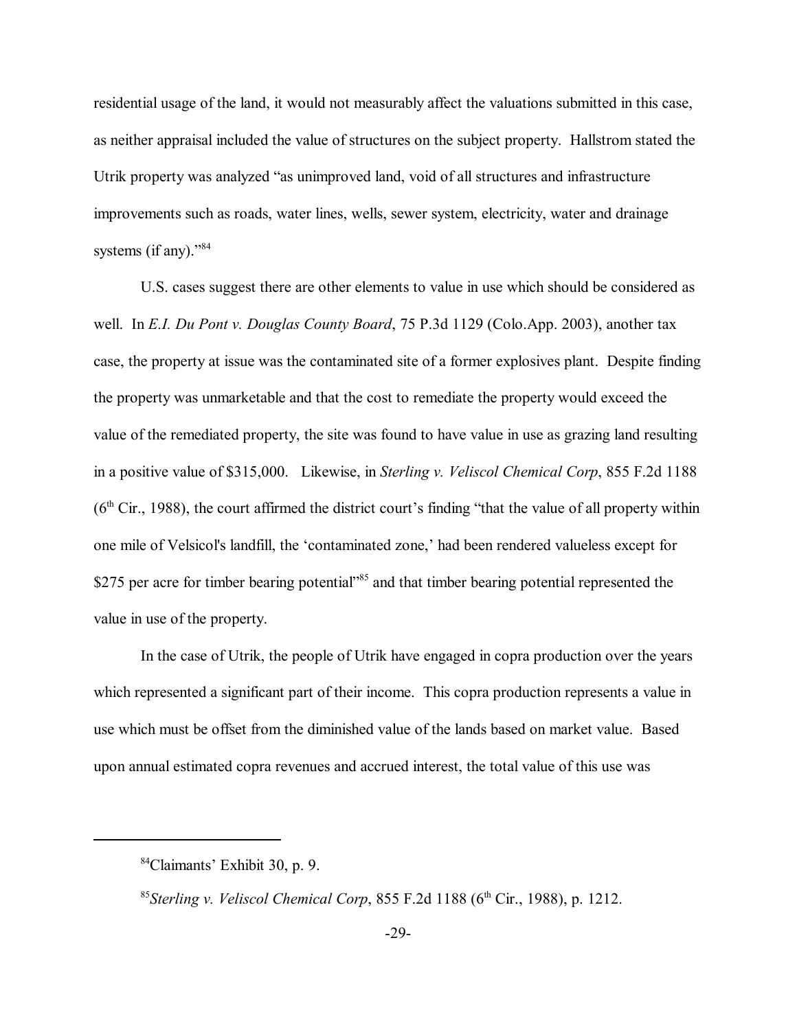residential usage of the land, it would not measurably affect the valuations submitted in this case, as neither appraisal included the value of structures on the subject property. Hallstrom stated the Utrik property was analyzed "as unimproved land, void of all structures and infrastructure improvements such as roads, water lines, wells, sewer system, electricity, water and drainage systems (if any)."[84]

U.S. cases suggest there are other elements to value in use which should be considered as well. In *E.I. Du Pont v. Douglas County Board*, 75 P.3d 1129 (Colo.App. 2003), another tax case, the property at issue was the contaminated site of a former explosives plant. Despite finding the property was unmarketable and that the cost to remediate the property would exceed the value of the remediated property, the site was found to have value in use as grazing land resulting in a positive value of $315,000. Likewise, in *Sterling v. Veliscol Chemical Corp*, 855 F.2d 1188 (6th Cir., 1988), the court affirmed the district court's finding "that the value of all property within one mile of Velsicol's landfill, the 'contaminated zone,' had been rendered valueless except for $275 per acre for timber bearing potential"[85] and that timber bearing potential represented the value in use of the property.

In the case of Utrik, the people of Utrik have engaged in copra production over the years which represented a significant part of their income. This copra production represents a value in use which must be offset from the diminished value of the lands based on market value. Based upon annual estimated copra revenues and accrued interest, the total value of this use was

---

[84] Claimants' Exhibit 30, p. 9.

[85] *Sterling v. Veliscol Chemical Corp*, 855 F.2d 1188 (6th Cir., 1988), p. 1212.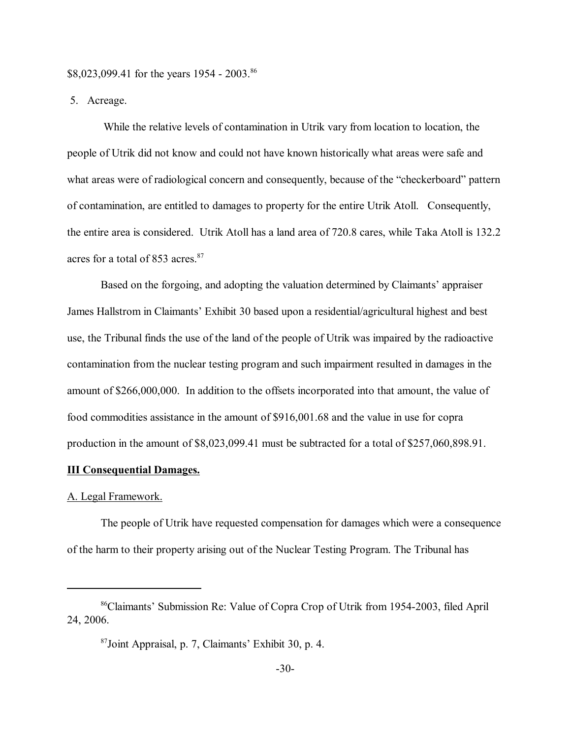$8,023,099.41 for the years 1954 - 2003.[86]

5. Acreage.

While the relative levels of contamination in Utrik vary from location to location, the people of Utrik did not know and could not have known historically what areas were safe and what areas were of radiological concern and consequently, because of the "checkerboard" pattern of contamination, are entitled to damages to property for the entire Utrik Atoll. Consequently, the entire area is considered. Utrik Atoll has a land area of 720.8 cares, while Taka Atoll is 132.2 acres for a total of 853 acres.[87]

Based on the forgoing, and adopting the valuation determined by Claimants' appraiser James Hallstrom in Claimants' Exhibit 30 based upon a residential/agricultural highest and best use, the Tribunal finds the use of the land of the people of Utrik was impaired by the radioactive contamination from the nuclear testing program and such impairment resulted in damages in the amount of $266,000,000. In addition to the offsets incorporated into that amount, the value of food commodities assistance in the amount of $916,001.68 and the value in use for copra production in the amount of $8,023,099.41 must be subtracted for a total of $257,060,898.91.

## III Consequential Damages.

A. Legal Framework.

The people of Utrik have requested compensation for damages which were a consequence of the harm to their property arising out of the Nuclear Testing Program. The Tribunal has

---

[86] Claimants' Submission Re: Value of Copra Crop of Utrik from 1954-2003, filed April 24, 2006.

[87] Joint Appraisal, p. 7, Claimants' Exhibit 30, p. 4.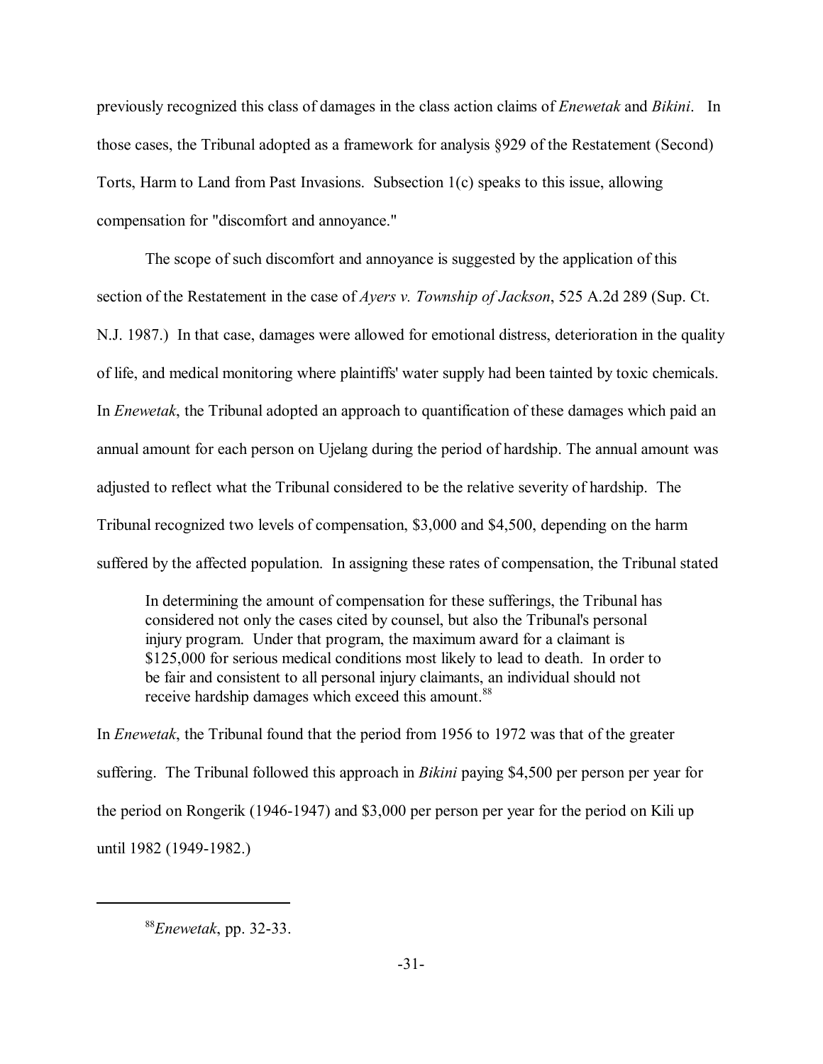previously recognized this class of damages in the class action claims of *Enewetak* and *Bikini*. In those cases, the Tribunal adopted as a framework for analysis §929 of the Restatement (Second) Torts, Harm to Land from Past Invasions. Subsection 1(c) speaks to this issue, allowing compensation for "discomfort and annoyance."

The scope of such discomfort and annoyance is suggested by the application of this section of the Restatement in the case of *Ayers v. Township of Jackson*, 525 A.2d 289 (Sup. Ct. N.J. 1987.) In that case, damages were allowed for emotional distress, deterioration in the quality of life, and medical monitoring where plaintiffs' water supply had been tainted by toxic chemicals. In *Enewetak*, the Tribunal adopted an approach to quantification of these damages which paid an annual amount for each person on Ujelang during the period of hardship. The annual amount was adjusted to reflect what the Tribunal considered to be the relative severity of hardship. The Tribunal recognized two levels of compensation, $3,000 and $4,500, depending on the harm suffered by the affected population. In assigning these rates of compensation, the Tribunal stated

> In determining the amount of compensation for these sufferings, the Tribunal has considered not only the cases cited by counsel, but also the Tribunal's personal injury program. Under that program, the maximum award for a claimant is $125,000 for serious medical conditions most likely to lead to death. In order to be fair and consistent to all personal injury claimants, an individual should not receive hardship damages which exceed this amount.[88]

In *Enewetak*, the Tribunal found that the period from 1956 to 1972 was that of the greater suffering. The Tribunal followed this approach in *Bikini* paying $4,500 per person per year for the period on Rongerik (1946-1947) and $3,000 per person per year for the period on Kili up until 1982 (1949-1982.)

---

[88] *Enewetak*, pp. 32-33.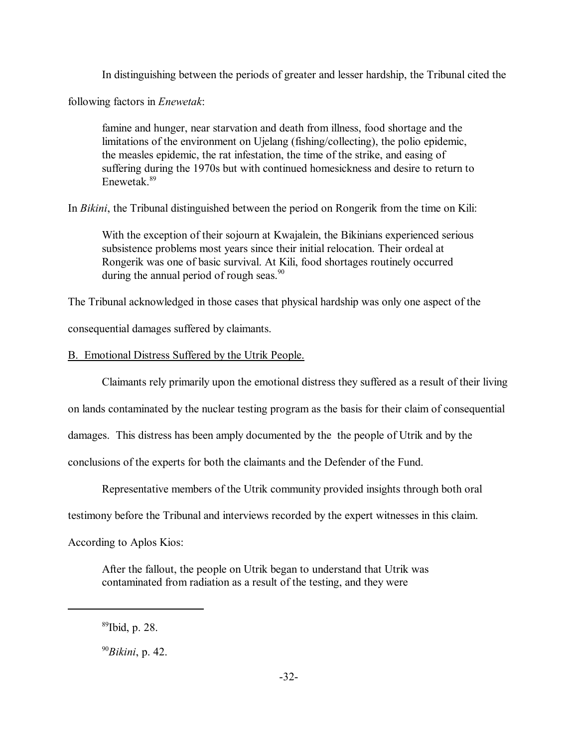In distinguishing between the periods of greater and lesser hardship, the Tribunal cited the following factors in *Enewetak*:

> famine and hunger, near starvation and death from illness, food shortage and the limitations of the environment on Ujelang (fishing/collecting), the polio epidemic, the measles epidemic, the rat infestation, the time of the strike, and easing of suffering during the 1970s but with continued homesickness and desire to return to Enewetak.[89]

In *Bikini*, the Tribunal distinguished between the period on Rongerik from the time on Kili:

> With the exception of their sojourn at Kwajalein, the Bikinians experienced serious subsistence problems most years since their initial relocation. Their ordeal at Rongerik was one of basic survival. At Kili, food shortages routinely occurred during the annual period of rough seas.[90]

The Tribunal acknowledged in those cases that physical hardship was only one aspect of the consequential damages suffered by claimants.

B. Emotional Distress Suffered by the Utrik People.

Claimants rely primarily upon the emotional distress they suffered as a result of their living on lands contaminated by the nuclear testing program as the basis for their claim of consequential damages. This distress has been amply documented by the the people of Utrik and by the conclusions of the experts for both the claimants and the Defender of the Fund.

Representative members of the Utrik community provided insights through both oral testimony before the Tribunal and interviews recorded by the expert witnesses in this claim. According to Aplos Kios:

> After the fallout, the people on Utrik began to understand that Utrik was contaminated from radiation as a result of the testing, and they were

---

[89] Ibid, p. 28.

[90] *Bikini*, p. 42.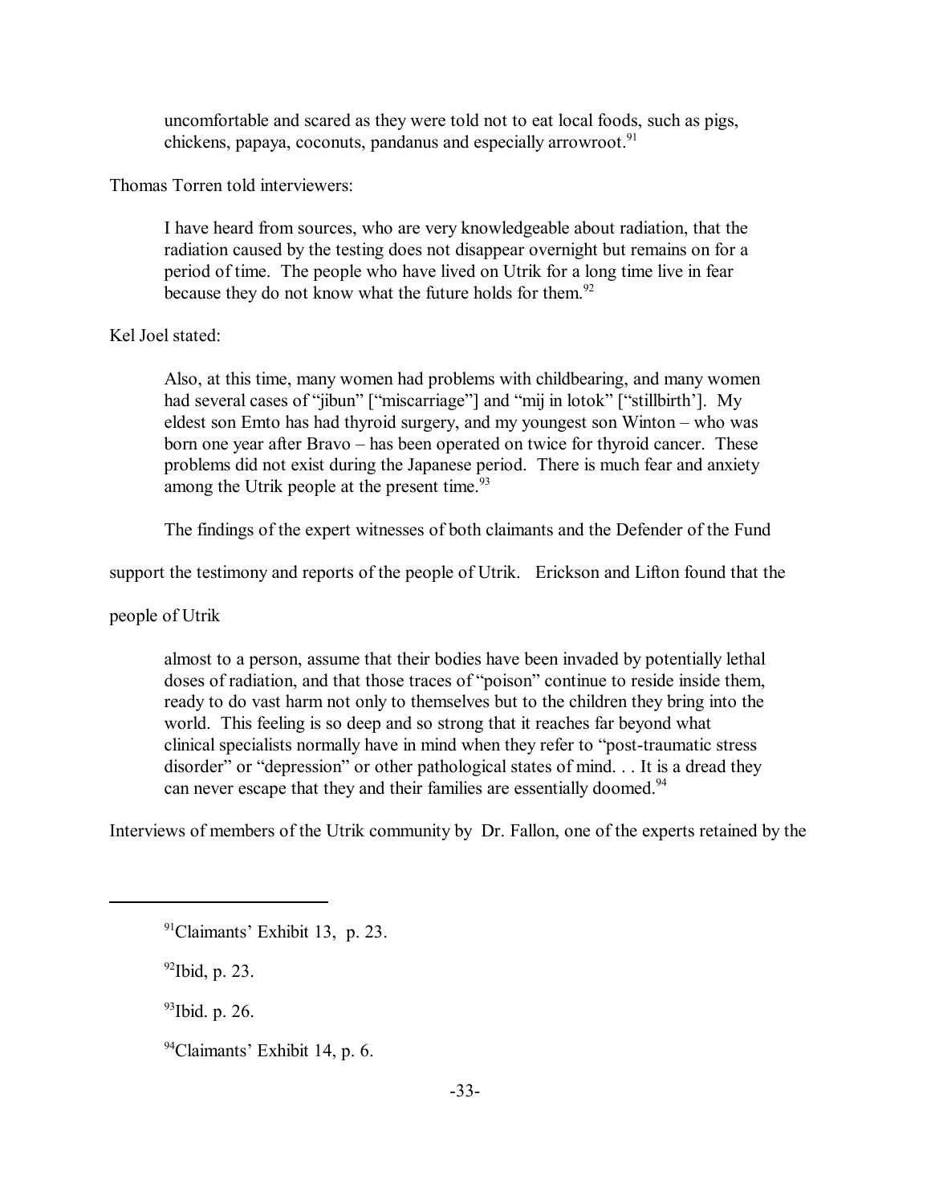> uncomfortable and scared as they were told not to eat local foods, such as pigs, chickens, papaya, coconuts, pandanus and especially arrowroot.[91]

Thomas Torren told interviewers:

> I have heard from sources, who are very knowledgeable about radiation, that the radiation caused by the testing does not disappear overnight but remains on for a period of time. The people who have lived on Utrik for a long time live in fear because they do not know what the future holds for them.[92]

Kel Joel stated:

> Also, at this time, many women had problems with childbearing, and many women had several cases of "jibun" ["miscarriage"] and "mij in lotok" ["stillbirth']. My eldest son Emto has had thyroid surgery, and my youngest son Winton – who was born one year after Bravo – has been operated on twice for thyroid cancer. These problems did not exist during the Japanese period. There is much fear and anxiety among the Utrik people at the present time.[93]

The findings of the expert witnesses of both claimants and the Defender of the Fund support the testimony and reports of the people of Utrik. Erickson and Lifton found that the people of Utrik

> almost to a person, assume that their bodies have been invaded by potentially lethal doses of radiation, and that those traces of "poison" continue to reside inside them, ready to do vast harm not only to themselves but to the children they bring into the world. This feeling is so deep and so strong that it reaches far beyond what clinical specialists normally have in mind when they refer to "post-traumatic stress disorder" or "depression" or other pathological states of mind. . . It is a dread they can never escape that they and their families are essentially doomed.[94]

Interviews of members of the Utrik community by Dr. Fallon, one of the experts retained by the

---

[91] Claimants' Exhibit 13, p. 23.

[92] Ibid, p. 23.

[93] Ibid. p. 26.

[94] Claimants' Exhibit 14, p. 6.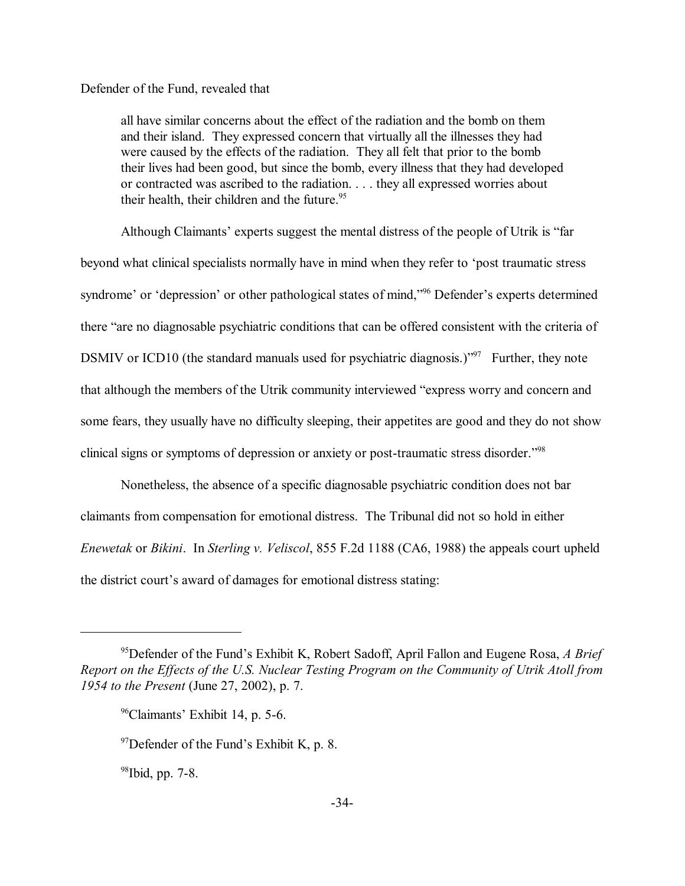Defender of the Fund, revealed that

> all have similar concerns about the effect of the radiation and the bomb on them and their island. They expressed concern that virtually all the illnesses they had were caused by the effects of the radiation. They all felt that prior to the bomb their lives had been good, but since the bomb, every illness that they had developed or contracted was ascribed to the radiation. . . . they all expressed worries about their health, their children and the future.[95]

Although Claimants' experts suggest the mental distress of the people of Utrik is "far beyond what clinical specialists normally have in mind when they refer to 'post traumatic stress syndrome' or 'depression' or other pathological states of mind,"[96] Defender's experts determined there "are no diagnosable psychiatric conditions that can be offered consistent with the criteria of DSMIV or ICD10 (the standard manuals used for psychiatric diagnosis.)"[97] Further, they note that although the members of the Utrik community interviewed "express worry and concern and some fears, they usually have no difficulty sleeping, their appetites are good and they do not show clinical signs or symptoms of depression or anxiety or post-traumatic stress disorder."[98]

Nonetheless, the absence of a specific diagnosable psychiatric condition does not bar claimants from compensation for emotional distress. The Tribunal did not so hold in either *Enewetak* or *Bikini*. In *Sterling v. Veliscol*, 855 F.2d 1188 (CA6, 1988) the appeals court upheld the district court's award of damages for emotional distress stating:

---

[95] Defender of the Fund's Exhibit K, Robert Sadoff, April Fallon and Eugene Rosa, *A Brief Report on the Effects of the U.S. Nuclear Testing Program on the Community of Utrik Atoll from 1954 to the Present* (June 27, 2002), p. 7.

[96] Claimants' Exhibit 14, p. 5-6.

[97] Defender of the Fund's Exhibit K, p. 8.

[98] Ibid, pp. 7-8.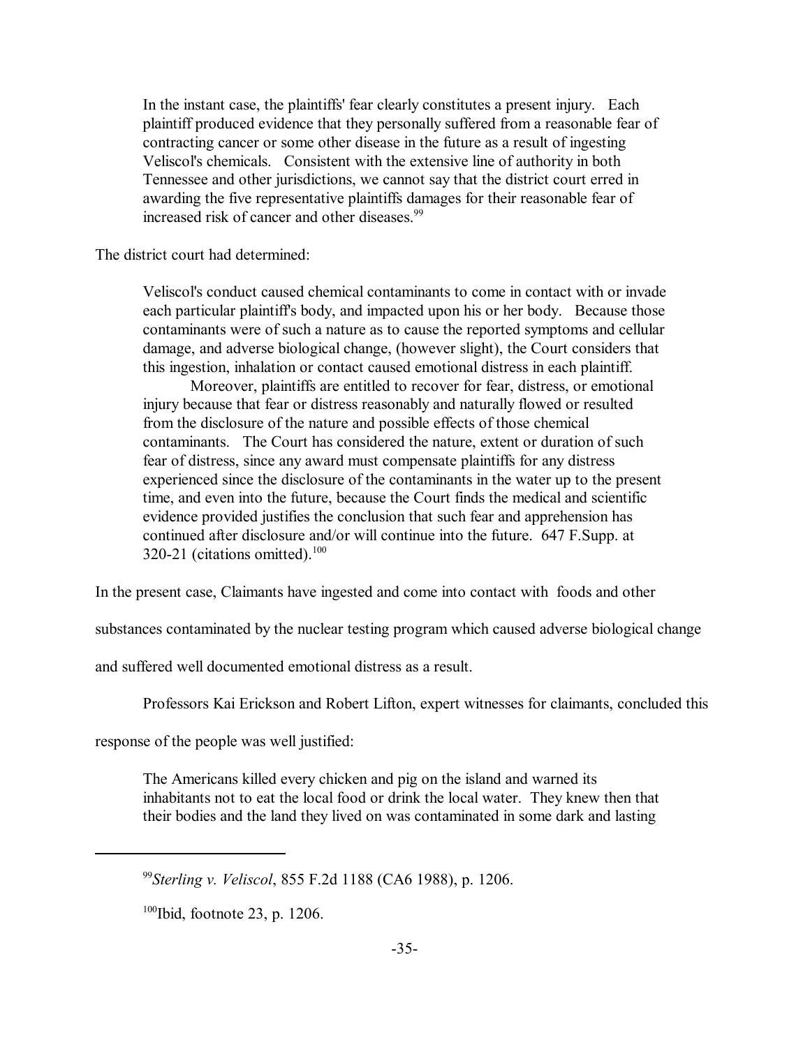> In the instant case, the plaintiffs' fear clearly constitutes a present injury. Each plaintiff produced evidence that they personally suffered from a reasonable fear of contracting cancer or some other disease in the future as a result of ingesting Veliscol's chemicals. Consistent with the extensive line of authority in both Tennessee and other jurisdictions, we cannot say that the district court erred in awarding the five representative plaintiffs damages for their reasonable fear of increased risk of cancer and other diseases.[99]

The district court had determined:

> Veliscol's conduct caused chemical contaminants to come in contact with or invade each particular plaintiff's body, and impacted upon his or her body. Because those contaminants were of such a nature as to cause the reported symptoms and cellular damage, and adverse biological change, (however slight), the Court considers that this ingestion, inhalation or contact caused emotional distress in each plaintiff.
>
> Moreover, plaintiffs are entitled to recover for fear, distress, or emotional injury because that fear or distress reasonably and naturally flowed or resulted from the disclosure of the nature and possible effects of those chemical contaminants. The Court has considered the nature, extent or duration of such fear of distress, since any award must compensate plaintiffs for any distress experienced since the disclosure of the contaminants in the water up to the present time, and even into the future, because the Court finds the medical and scientific evidence provided justifies the conclusion that such fear and apprehension has continued after disclosure and/or will continue into the future. 647 F.Supp. at 320-21 (citations omitted).[100]

In the present case, Claimants have ingested and come into contact with foods and other substances contaminated by the nuclear testing program which caused adverse biological change and suffered well documented emotional distress as a result.

Professors Kai Erickson and Robert Lifton, expert witnesses for claimants, concluded this response of the people was well justified:

> The Americans killed every chicken and pig on the island and warned its inhabitants not to eat the local food or drink the local water. They knew then that their bodies and the land they lived on was contaminated in some dark and lasting

---

[99] *Sterling v. Veliscol*, 855 F.2d 1188 (CA6 1988), p. 1206.

[100] Ibid, footnote 23, p. 1206.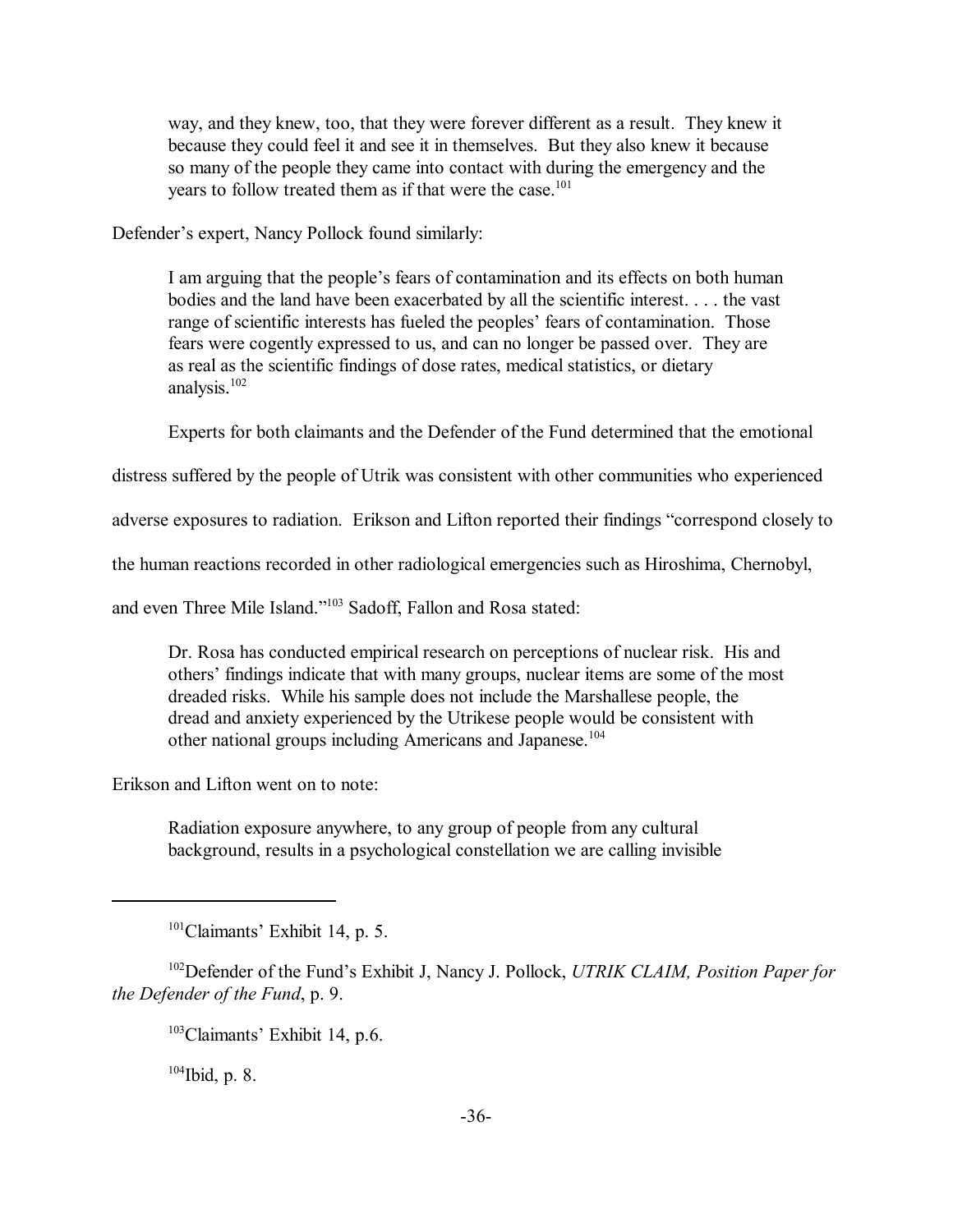> way, and they knew, too, that they were forever different as a result. They knew it because they could feel it and see it in themselves. But they also knew it because so many of the people they came into contact with during the emergency and the years to follow treated them as if that were the case.[101]

Defender's expert, Nancy Pollock found similarly:

> I am arguing that the people's fears of contamination and its effects on both human bodies and the land have been exacerbated by all the scientific interest. . . . the vast range of scientific interests has fueled the peoples' fears of contamination. Those fears were cogently expressed to us, and can no longer be passed over. They are as real as the scientific findings of dose rates, medical statistics, or dietary analysis.[102]

Experts for both claimants and the Defender of the Fund determined that the emotional distress suffered by the people of Utrik was consistent with other communities who experienced adverse exposures to radiation. Erikson and Lifton reported their findings "correspond closely to the human reactions recorded in other radiological emergencies such as Hiroshima, Chernobyl, and even Three Mile Island."[103] Sadoff, Fallon and Rosa stated:

> Dr. Rosa has conducted empirical research on perceptions of nuclear risk. His and others' findings indicate that with many groups, nuclear items are some of the most dreaded risks. While his sample does not include the Marshallese people, the dread and anxiety experienced by the Utrikese people would be consistent with other national groups including Americans and Japanese.[104]

Erikson and Lifton went on to note:

> Radiation exposure anywhere, to any group of people from any cultural background, results in a psychological constellation we are calling invisible

---

[101] Claimants' Exhibit 14, p. 5.

[102] Defender of the Fund's Exhibit J, Nancy J. Pollock, *UTRIK CLAIM, Position Paper for the Defender of the Fund*, p. 9.

[103] Claimants' Exhibit 14, p.6.

[104] Ibid, p. 8.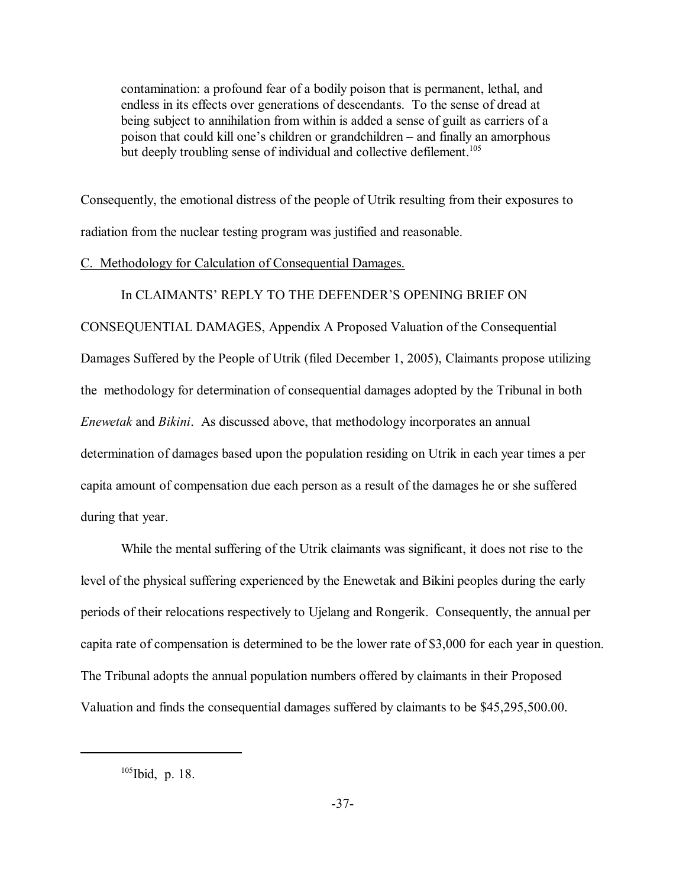> contamination: a profound fear of a bodily poison that is permanent, lethal, and endless in its effects over generations of descendants. To the sense of dread at being subject to annihilation from within is added a sense of guilt as carriers of a poison that could kill one's children or grandchildren – and finally an amorphous but deeply troubling sense of individual and collective defilement.[105]

Consequently, the emotional distress of the people of Utrik resulting from their exposures to radiation from the nuclear testing program was justified and reasonable.

C. Methodology for Calculation of Consequential Damages.

In CLAIMANTS' REPLY TO THE DEFENDER'S OPENING BRIEF ON CONSEQUENTIAL DAMAGES, Appendix A Proposed Valuation of the Consequential Damages Suffered by the People of Utrik (filed December 1, 2005), Claimants propose utilizing the methodology for determination of consequential damages adopted by the Tribunal in both *Enewetak* and *Bikini*. As discussed above, that methodology incorporates an annual determination of damages based upon the population residing on Utrik in each year times a per capita amount of compensation due each person as a result of the damages he or she suffered during that year.

While the mental suffering of the Utrik claimants was significant, it does not rise to the level of the physical suffering experienced by the Enewetak and Bikini peoples during the early periods of their relocations respectively to Ujelang and Rongerik. Consequently, the annual per capita rate of compensation is determined to be the lower rate of $3,000 for each year in question. The Tribunal adopts the annual population numbers offered by claimants in their Proposed Valuation and finds the consequential damages suffered by claimants to be $45,295,500.00.

---

[105] Ibid, p. 18.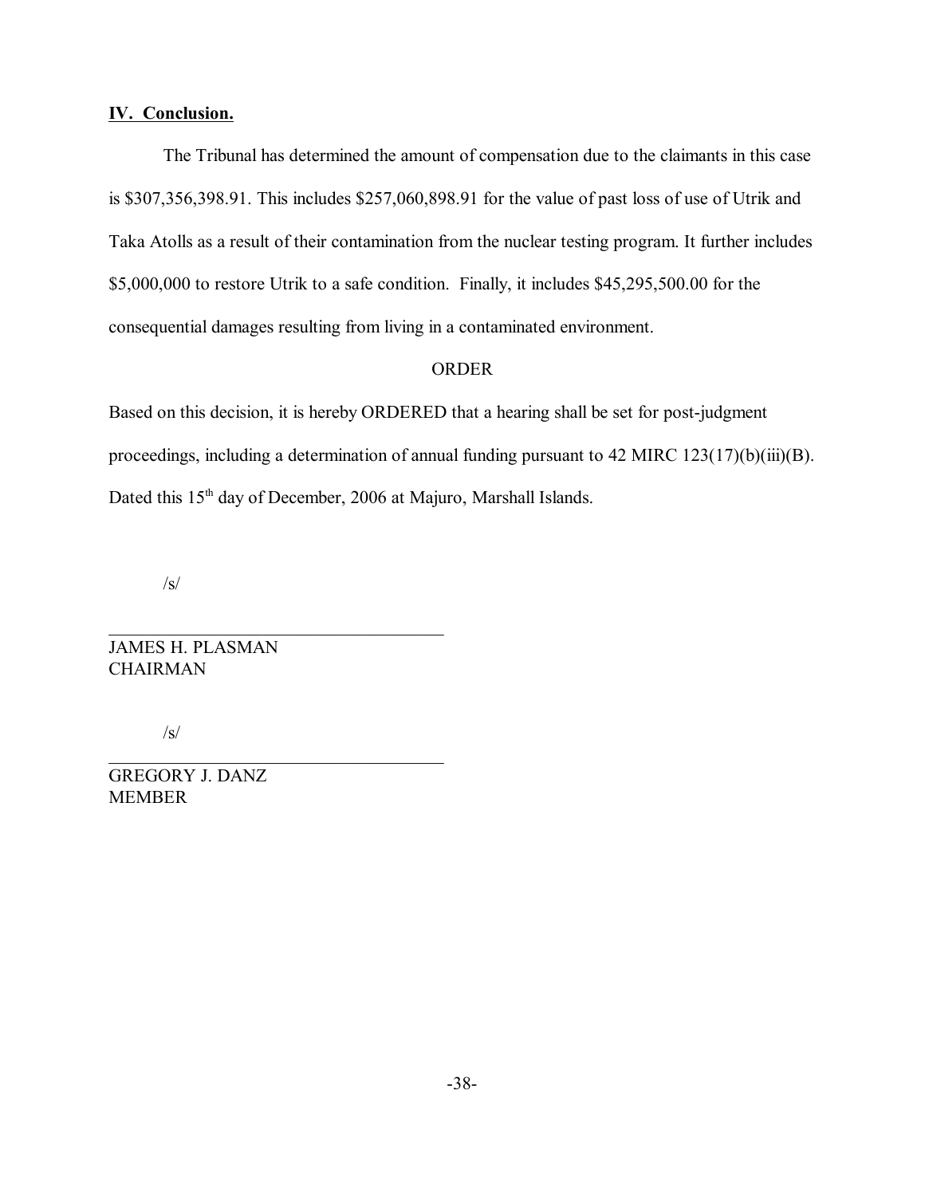## **IV. Conclusion.**

The Tribunal has determined the amount of compensation due to the claimants in this case is $307,356,398.91. This includes $257,060,898.91 for the value of past loss of use of Utrik and Taka Atolls as a result of their contamination from the nuclear testing program. It further includes $5,000,000 to restore Utrik to a safe condition. Finally, it includes $45,295,500.00 for the consequential damages resulting from living in a contaminated environment.

ORDER

Based on this decision, it is hereby ORDERED that a hearing shall be set for post-judgment proceedings, including a determination of annual funding pursuant to 42 MIRC 123(17)(b)(iii)(B). Dated this 15th day of December, 2006 at Majuro, Marshall Islands.

/s/

JAMES H. PLASMAN
CHAIRMAN

/s/

GREGORY J. DANZ
MEMBER